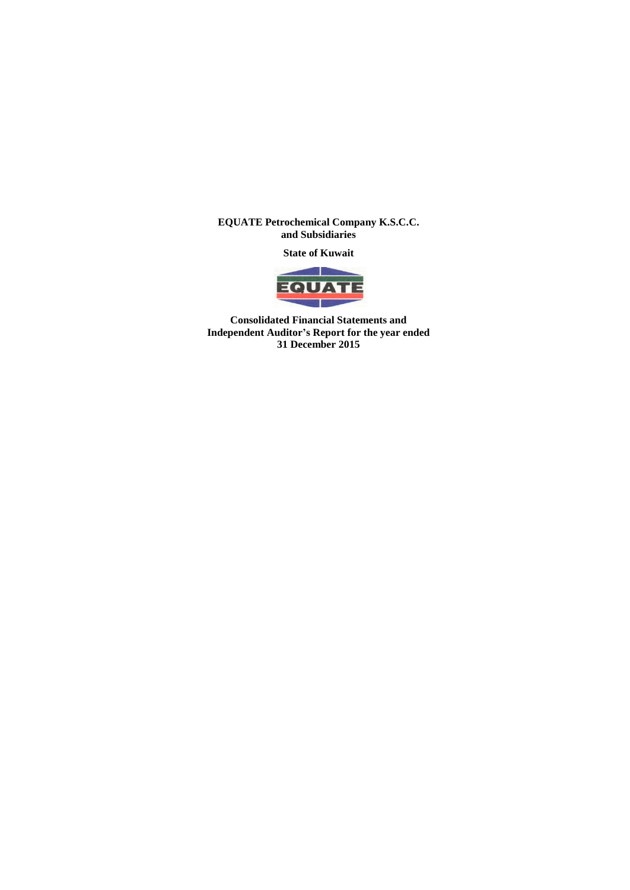**EQUATE Petrochemical Company K.S.C.C.**
**and Subsidiaries**

**State of Kuwait**

**Consolidated Financial Statements and Independent Auditor's Report for the year ended 31 December 2015**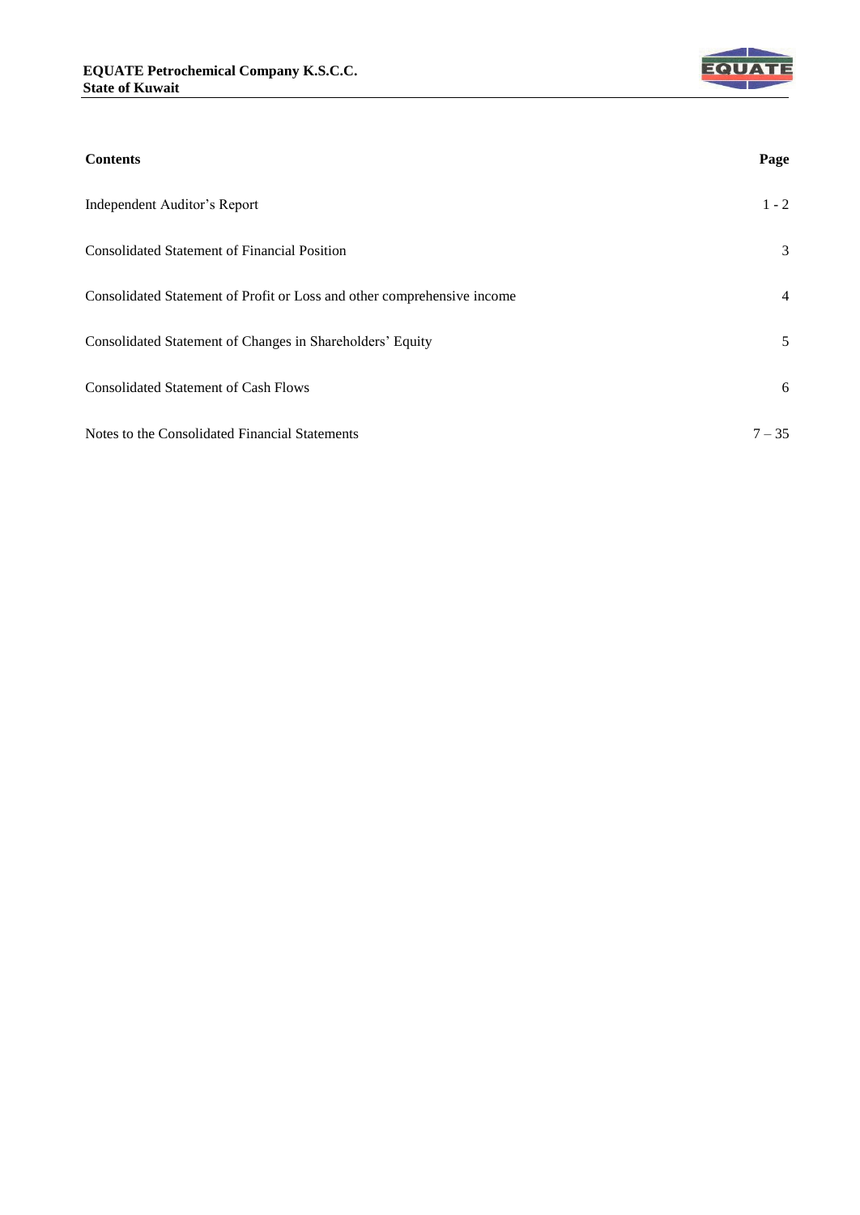| Contents | Page |
| --- | --- |
| Independent Auditor's Report | 1 - 2 |
| Consolidated Statement of Financial Position | 3 |
| Consolidated Statement of Profit or Loss and other comprehensive income | 4 |
| Consolidated Statement of Changes in Shareholders' Equity | 5 |
| Consolidated Statement of Cash Flows | 6 |
| Notes to the Consolidated Financial Statements | 7 – 35 |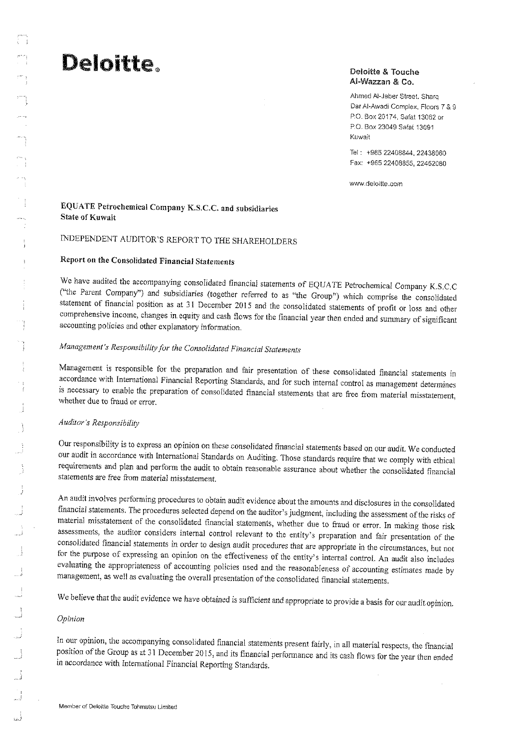# Deloitte.

**Deloitte & Touche**
**Al-Wazzan & Co.**

Ahmed Al-Jaber Street, Sharq
Dar Al-Awadi Complex, Floors 7 & 9
P.O. Box 20174, Safat 13062 or
P.O. Box 23049 Safat 13091
Kuwait

Tel : +965 22408844, 22438060
Fax: +965 22408855, 22452080

www.deloitte.com

**EQUATE Petrochemical Company K.S.C.C. and subsidiaries**
**State of Kuwait**

INDEPENDENT AUDITOR'S REPORT TO THE SHAREHOLDERS

## Report on the Consolidated Financial Statements

We have audited the accompanying consolidated financial statements of EQUATE Petrochemical Company K.S.C.C ("the Parent Company") and subsidiaries (together referred to as "the Group") which comprise the consolidated statement of financial position as at 31 December 2015 and the consolidated statements of profit or loss and other comprehensive income, changes in equity and cash flows for the financial year then ended and summary of significant accounting policies and other explanatory information.

*Management's Responsibility for the Consolidated Financial Statements*

Management is responsible for the preparation and fair presentation of these consolidated financial statements in accordance with International Financial Reporting Standards, and for such internal control as management determines is necessary to enable the preparation of consolidated financial statements that are free from material misstatement, whether due to fraud or error.

*Auditor's Responsibility*

Our responsibility is to express an opinion on these consolidated financial statements based on our audit. We conducted our audit in accordance with International Standards on Auditing. Those standards require that we comply with ethical requirements and plan and perform the audit to obtain reasonable assurance about whether the consolidated financial statements are free from material misstatement.

An audit involves performing procedures to obtain audit evidence about the amounts and disclosures in the consolidated financial statements. The procedures selected depend on the auditor's judgment, including the assessment of the risks of material misstatement of the consolidated financial statements, whether due to fraud or error. In making those risk assessments, the auditor considers internal control relevant to the entity's preparation and fair presentation of the consolidated financial statements in order to design audit procedures that are appropriate in the circumstances, but not for the purpose of expressing an opinion on the effectiveness of the entity's internal control. An audit also includes evaluating the appropriateness of accounting policies used and the reasonableness of accounting estimates made by management, as well as evaluating the overall presentation of the consolidated financial statements.

We believe that the audit evidence we have obtained is sufficient and appropriate to provide a basis for our audit opinion.

*Opinion*

In our opinion, the accompanying consolidated financial statements present fairly, in all material respects, the financial position of the Group as at 31 December 2015, and its financial performance and its cash flows for the year then ended in accordance with International Financial Reporting Standards.

Member of Deloitte Touche Tohmatsu Limited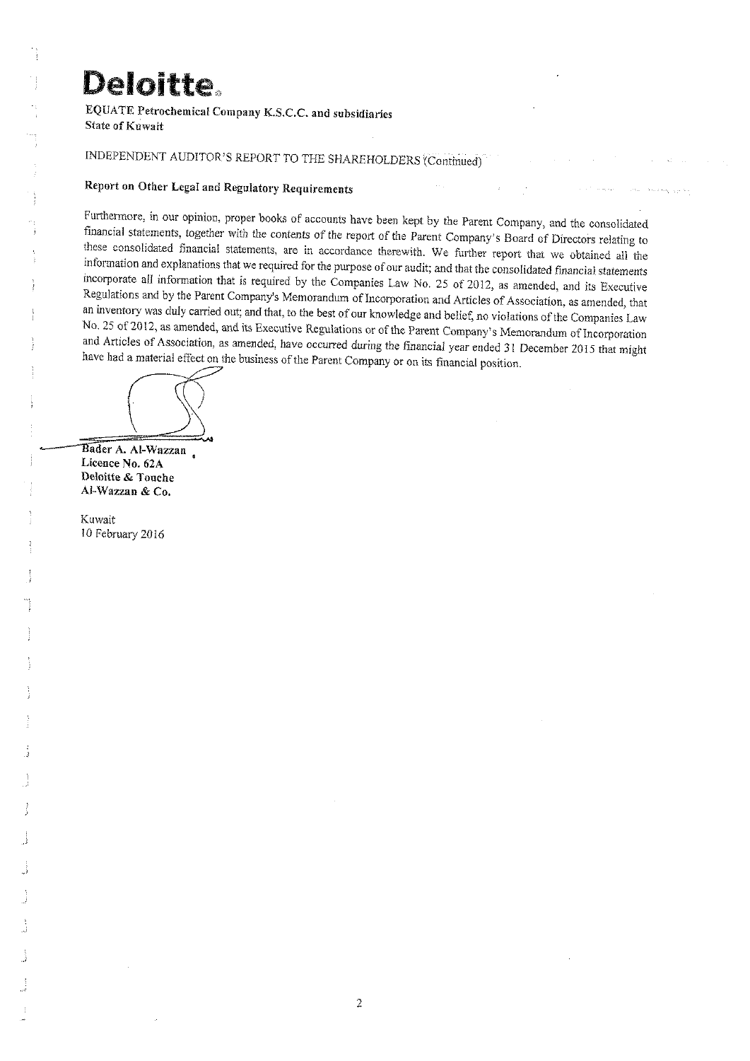# Deloitte.

**EQUATE Petrochemical Company K.S.C.C. and subsidiaries**
**State of Kuwait**

INDEPENDENT AUDITOR'S REPORT TO THE SHAREHOLDERS (Continued)

**Report on Other Legal and Regulatory Requirements**

Furthermore, in our opinion, proper books of accounts have been kept by the Parent Company, and the consolidated financial statements, together with the contents of the report of the Parent Company's Board of Directors relating to these consolidated financial statements, are in accordance therewith. We further report that we obtained all the information and explanations that we required for the purpose of our audit; and that the consolidated financial statements incorporate all information that is required by the Companies Law No. 25 of 2012, as amended, and its Executive Regulations and by the Parent Company's Memorandum of Incorporation and Articles of Association, as amended, that an inventory was duly carried out; and that, to the best of our knowledge and belief, no violations of the Companies Law No. 25 of 2012, as amended, and its Executive Regulations or of the Parent Company's Memorandum of Incorporation and Articles of Association, as amended, have occurred during the financial year ended 31 December 2015 that might have had a material effect on the business of the Parent Company or on its financial position.

**Bader A. Al-Wazzan**
**Licence No. 62A**
**Deloitte & Touche**
**Al-Wazzan & Co.**

Kuwait
10 February 2016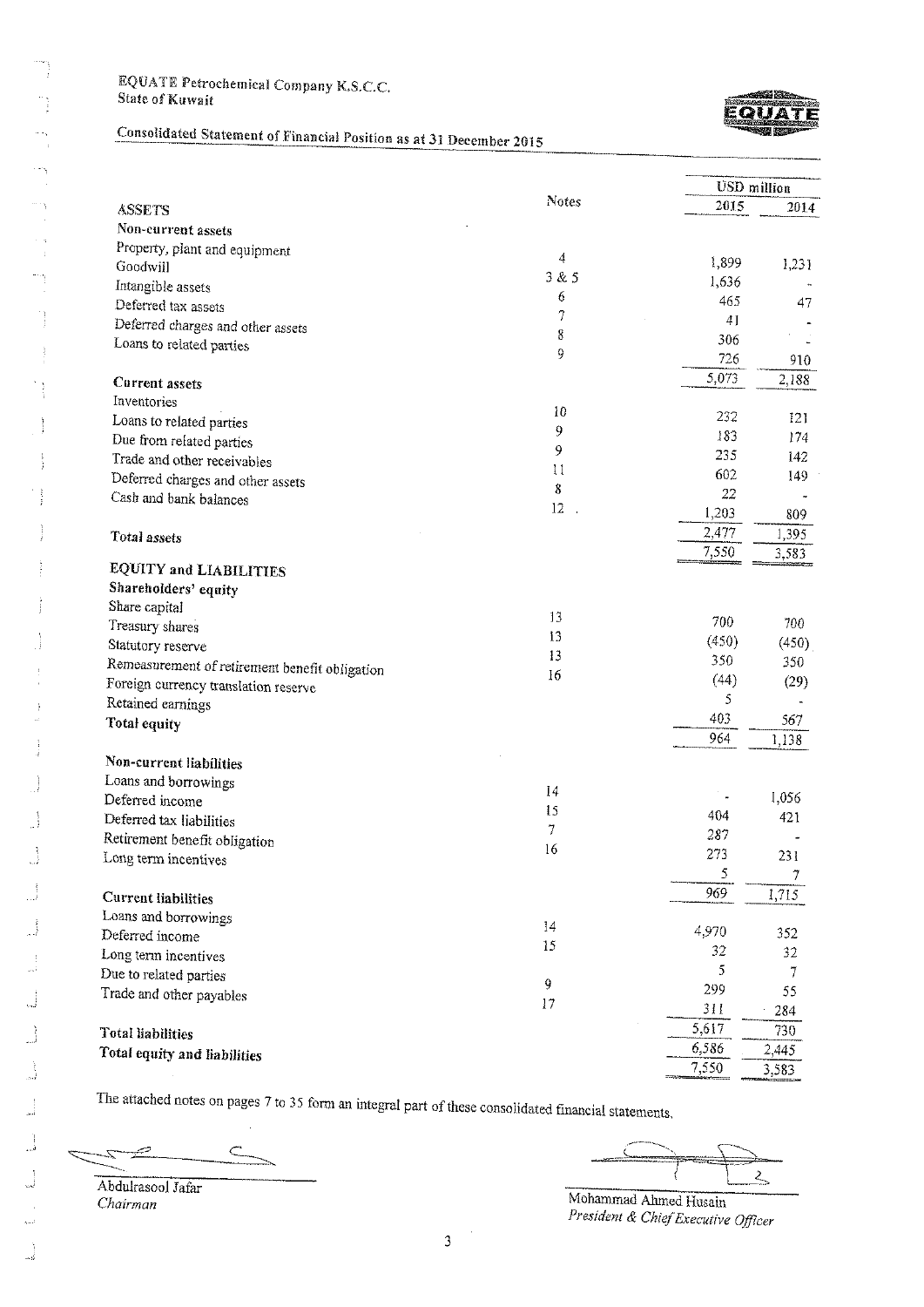EQUATE Petrochemical Company K.S.C.C.
State of Kuwait

## Consolidated Statement of Financial Position as at 31 December 2015

| | Notes | USD million 2015 | 2014 |
|---|---|---|---|
| **ASSETS** | | | |
| **Non-current assets** | | | |
| Property, plant and equipment | 4 | 1,899 | 1,231 |
| Goodwill | 3 & 5 | 1,636 | - |
| Intangible assets | 6 | 465 | 47 |
| Deferred tax assets | 7 | 41 | - |
| Deferred charges and other assets | 8 | 306 | - |
| Loans to related parties | 9 | 726 | 910 |
| | | 5,073 | 2,188 |
| **Current assets** | | | |
| Inventories | 10 | 232 | 121 |
| Loans to related parties | 9 | 183 | 174 |
| Due from related parties | 9 | 235 | 142 |
| Trade and other receivables | 11 | 602 | 149 |
| Deferred charges and other assets | 8 | 22 | - |
| Cash and bank balances | 12 | 1,203 | 809 |
| | | 2,477 | 1,395 |
| **Total assets** | | 7,550 | 3,583 |
| **EQUITY and LIABILITIES** | | | |
| **Shareholders' equity** | | | |
| Share capital | 13 | 700 | 700 |
| Treasury shares | 13 | (450) | (450) |
| Statutory reserve | 13 | 350 | 350 |
| Remeasurement of retirement benefit obligation | 16 | (44) | (29) |
| Foreign currency translation reserve | | 5 | - |
| Retained earnings | | 403 | 567 |
| **Total equity** | | 964 | 1,138 |
| **Non-current liabilities** | | | |
| Loans and borrowings | 14 | - | 1,056 |
| Deferred income | 15 | 404 | 421 |
| Deferred tax liabilities | 7 | 287 | - |
| Retirement benefit obligation | 16 | 273 | 231 |
| Long term incentives | | 5 | 7 |
| | | 969 | 1,715 |
| **Current liabilities** | | | |
| Loans and borrowings | 14 | 4,970 | 352 |
| Deferred income | 15 | 32 | 32 |
| Long term incentives | | 5 | 7 |
| Due to related parties | 9 | 299 | 55 |
| Trade and other payables | 17 | 311 | 284 |
| | | 5,617 | 730 |
| **Total liabilities** | | 6,586 | 2,445 |
| **Total equity and liabilities** | | 7,550 | 3,583 |

The attached notes on pages 7 to 35 form an integral part of these consolidated financial statements.

Abdulrasool Jafar
*Chairman*

Mohammad Ahmed Husain
*President & Chief Executive Officer*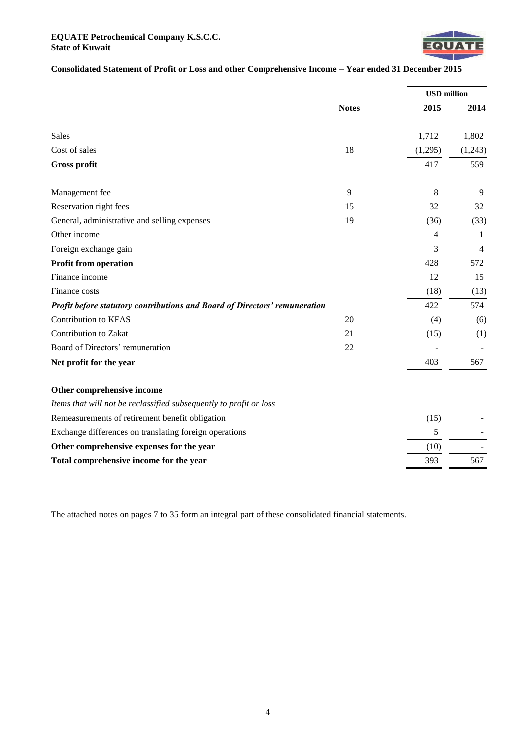**EQUATE Petrochemical Company K.S.C.C.**
**State of Kuwait**

## Consolidated Statement of Profit or Loss and other Comprehensive Income – Year ended 31 December 2015

| | Notes | USD million 2015 | USD million 2014 |
|---|---|---|---|
| Sales | | 1,712 | 1,802 |
| Cost of sales | 18 | (1,295) | (1,243) |
| **Gross profit** | | 417 | 559 |
| Management fee | 9 | 8 | 9 |
| Reservation right fees | 15 | 32 | 32 |
| General, administrative and selling expenses | 19 | (36) | (33) |
| Other income | | 4 | 1 |
| Foreign exchange gain | | 3 | 4 |
| **Profit from operation** | | 428 | 572 |
| Finance income | | 12 | 15 |
| Finance costs | | (18) | (13) |
| ***Profit before statutory contributions and Board of Directors' remuneration*** | | 422 | 574 |
| Contribution to KFAS | 20 | (4) | (6) |
| Contribution to Zakat | 21 | (15) | (1) |
| Board of Directors' remuneration | 22 | - | - |
| **Net profit for the year** | | 403 | 567 |
| **Other comprehensive income** | | | |
| *Items that will not be reclassified subsequently to profit or loss* | | | |
| Remeasurements of retirement benefit obligation | | (15) | - |
| Exchange differences on translating foreign operations | | 5 | - |
| **Other comprehensive expenses for the year** | | (10) | - |
| **Total comprehensive income for the year** | | 393 | 567 |

The attached notes on pages 7 to 35 form an integral part of these consolidated financial statements.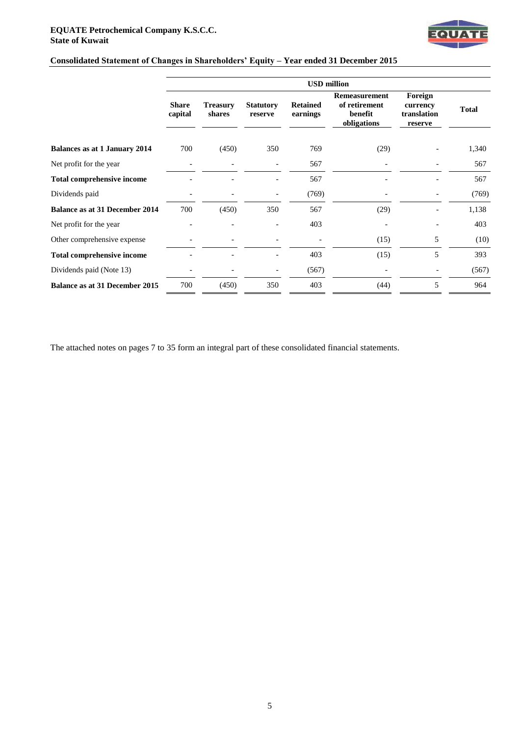**EQUATE Petrochemical Company K.S.C.C.**
**State of Kuwait**

## Consolidated Statement of Changes in Shareholders' Equity – Year ended 31 December 2015

| | USD million | | | | | | |
|---|---|---|---|---|---|---|---|
| | **Share capital** | **Treasury shares** | **Statutory reserve** | **Retained earnings** | **Remeasurement of retirement benefit obligations** | **Foreign currency translation reserve** | **Total** |
| **Balances as at 1 January 2014** | 700 | (450) | 350 | 769 | (29) | - | 1,340 |
| Net profit for the year | - | - | - | 567 | - | - | 567 |
| **Total comprehensive income** | - | - | - | 567 | - | - | 567 |
| Dividends paid | - | - | - | (769) | - | - | (769) |
| **Balance as at 31 December 2014** | 700 | (450) | 350 | 567 | (29) | - | 1,138 |
| Net profit for the year | - | - | - | 403 | - | - | 403 |
| Other comprehensive expense | - | - | - | - | (15) | 5 | (10) |
| **Total comprehensive income** | - | - | - | 403 | (15) | 5 | 393 |
| Dividends paid (Note 13) | - | - | - | (567) | - | - | (567) |
| **Balance as at 31 December 2015** | 700 | (450) | 350 | 403 | (44) | 5 | 964 |

The attached notes on pages 7 to 35 form an integral part of these consolidated financial statements.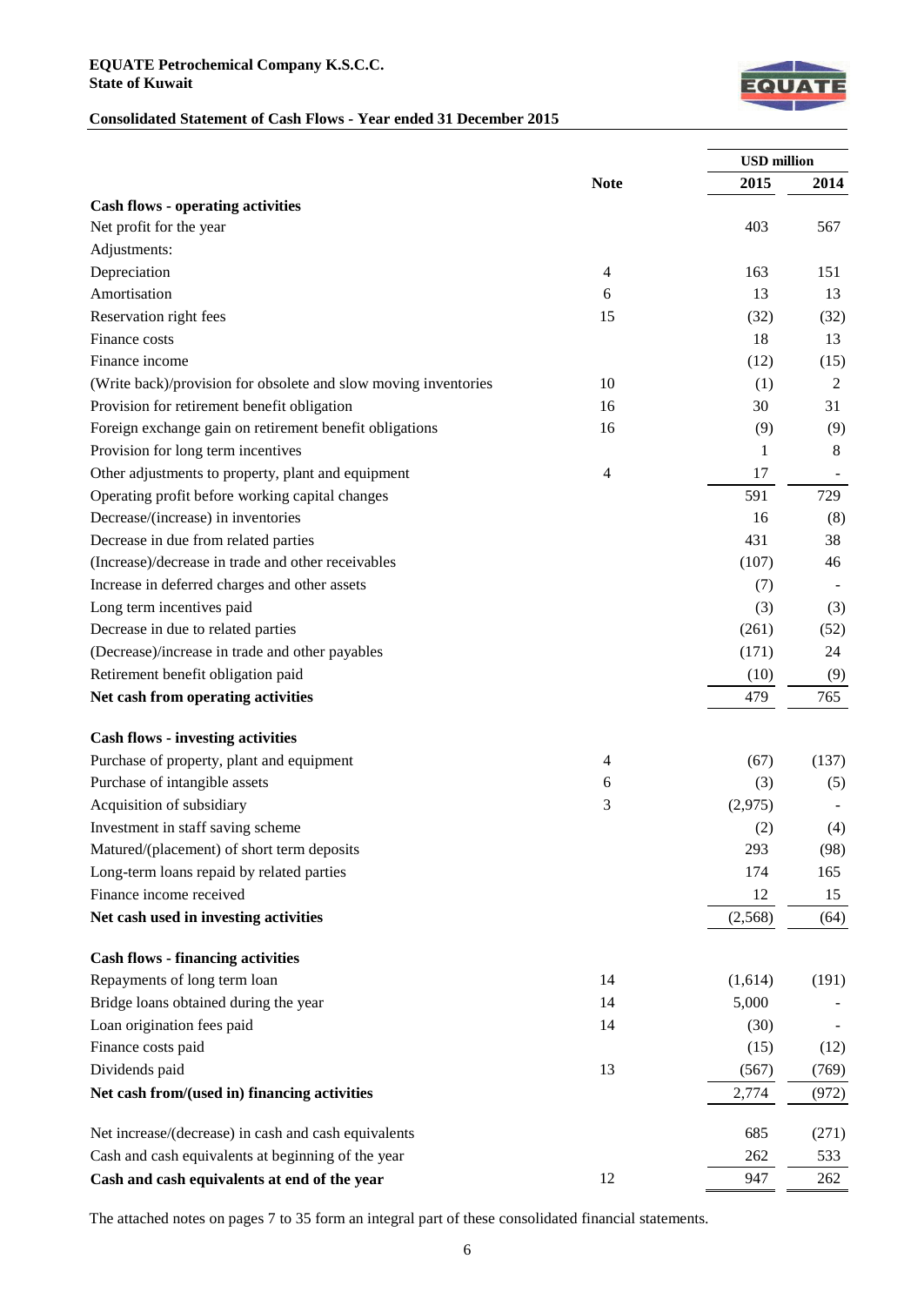**EQUATE Petrochemical Company K.S.C.C.**
**State of Kuwait**

**Consolidated Statement of Cash Flows - Year ended 31 December 2015**

| | Note | USD million 2015 | 2014 |
|---|---|---|---|
| **Cash flows - operating activities** | | | |
| Net profit for the year | | 403 | 567 |
| Adjustments: | | | |
| Depreciation | 4 | 163 | 151 |
| Amortisation | 6 | 13 | 13 |
| Reservation right fees | 15 | (32) | (32) |
| Finance costs | | 18 | 13 |
| Finance income | | (12) | (15) |
| (Write back)/provision for obsolete and slow moving inventories | 10 | (1) | 2 |
| Provision for retirement benefit obligation | 16 | 30 | 31 |
| Foreign exchange gain on retirement benefit obligations | 16 | (9) | (9) |
| Provision for long term incentives | | 1 | 8 |
| Other adjustments to property, plant and equipment | 4 | 17 | - |
| Operating profit before working capital changes | | 591 | 729 |
| Decrease/(increase) in inventories | | 16 | (8) |
| Decrease in due from related parties | | 431 | 38 |
| (Increase)/decrease in trade and other receivables | | (107) | 46 |
| Increase in deferred charges and other assets | | (7) | - |
| Long term incentives paid | | (3) | (3) |
| Decrease in due to related parties | | (261) | (52) |
| (Decrease)/increase in trade and other payables | | (171) | 24 |
| Retirement benefit obligation paid | | (10) | (9) |
| **Net cash from operating activities** | | 479 | 765 |
| | | | |
| **Cash flows - investing activities** | | | |
| Purchase of property, plant and equipment | 4 | (67) | (137) |
| Purchase of intangible assets | 6 | (3) | (5) |
| Acquisition of subsidiary | 3 | (2,975) | - |
| Investment in staff saving scheme | | (2) | (4) |
| Matured/(placement) of short term deposits | | 293 | (98) |
| Long-term loans repaid by related parties | | 174 | 165 |
| Finance income received | | 12 | 15 |
| **Net cash used in investing activities** | | (2,568) | (64) |
| | | | |
| **Cash flows - financing activities** | | | |
| Repayments of long term loan | 14 | (1,614) | (191) |
| Bridge loans obtained during the year | 14 | 5,000 | - |
| Loan origination fees paid | 14 | (30) | - |
| Finance costs paid | | (15) | (12) |
| Dividends paid | 13 | (567) | (769) |
| **Net cash from/(used in) financing activities** | | 2,774 | (972) |
| | | | |
| Net increase/(decrease) in cash and cash equivalents | | 685 | (271) |
| Cash and cash equivalents at beginning of the year | | 262 | 533 |
| **Cash and cash equivalents at end of the year** | 12 | 947 | 262 |

The attached notes on pages 7 to 35 form an integral part of these consolidated financial statements.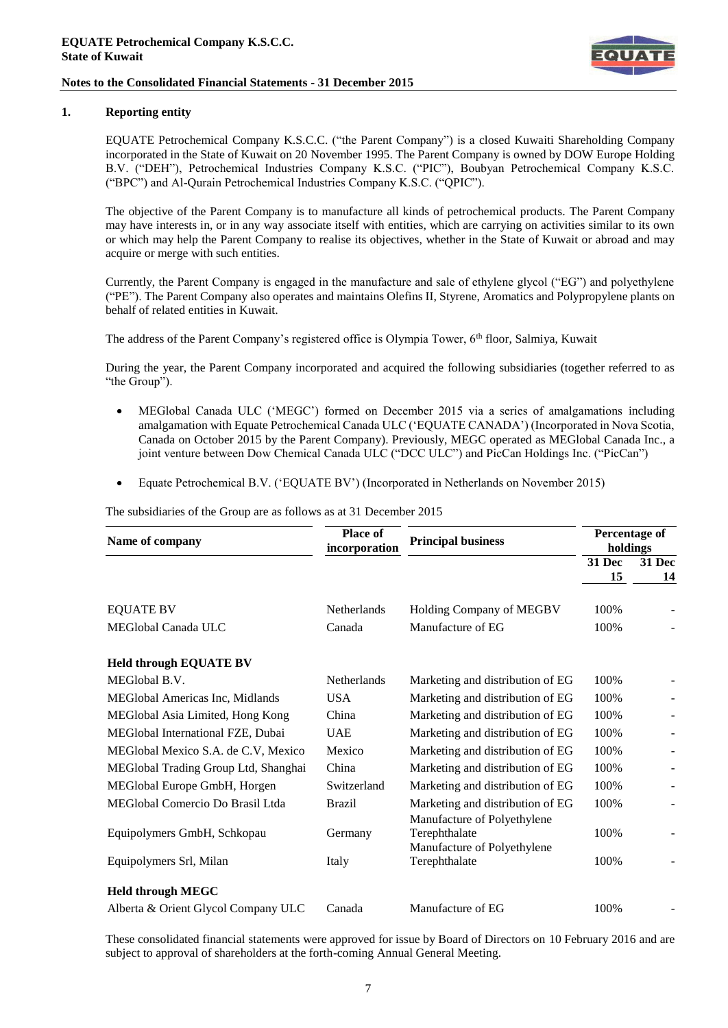## 1. Reporting entity

EQUATE Petrochemical Company K.S.C.C. ("the Parent Company") is a closed Kuwaiti Shareholding Company incorporated in the State of Kuwait on 20 November 1995. The Parent Company is owned by DOW Europe Holding B.V. ("DEH"), Petrochemical Industries Company K.S.C. ("PIC"), Boubyan Petrochemical Company K.S.C. ("BPC") and Al-Qurain Petrochemical Industries Company K.S.C. ("QPIC").

The objective of the Parent Company is to manufacture all kinds of petrochemical products. The Parent Company may have interests in, or in any way associate itself with entities, which are carrying on activities similar to its own or which may help the Parent Company to realise its objectives, whether in the State of Kuwait or abroad and may acquire or merge with such entities.

Currently, the Parent Company is engaged in the manufacture and sale of ethylene glycol ("EG") and polyethylene ("PE"). The Parent Company also operates and maintains Olefins II, Styrene, Aromatics and Polypropylene plants on behalf of related entities in Kuwait.

The address of the Parent Company's registered office is Olympia Tower, 6th floor, Salmiya, Kuwait

During the year, the Parent Company incorporated and acquired the following subsidiaries (together referred to as "the Group").

- MEGlobal Canada ULC ('MEGC') formed on December 2015 via a series of amalgamations including amalgamation with Equate Petrochemical Canada ULC ('EQUATE CANADA') (Incorporated in Nova Scotia, Canada on October 2015 by the Parent Company). Previously, MEGC operated as MEGlobal Canada Inc., a joint venture between Dow Chemical Canada ULC ("DCC ULC") and PicCan Holdings Inc. ("PicCan")

- Equate Petrochemical B.V. ('EQUATE BV') (Incorporated in Netherlands on November 2015)

The subsidiaries of the Group are as follows as at 31 December 2015

| Name of company | Place of incorporation | Principal business | Percentage of holdings | |
|---|---|---|---|---|
| | | | 31 Dec 15 | 31 Dec 14 |
| EQUATE BV | Netherlands | Holding Company of MEGBV | 100% | - |
| MEGlobal Canada ULC | Canada | Manufacture of EG | 100% | - |
| **Held through EQUATE BV** | | | | |
| MEGlobal B.V. | Netherlands | Marketing and distribution of EG | 100% | - |
| MEGlobal Americas Inc, Midlands | USA | Marketing and distribution of EG | 100% | - |
| MEGlobal Asia Limited, Hong Kong | China | Marketing and distribution of EG | 100% | - |
| MEGlobal International FZE, Dubai | UAE | Marketing and distribution of EG | 100% | - |
| MEGlobal Mexico S.A. de C.V, Mexico | Mexico | Marketing and distribution of EG | 100% | - |
| MEGlobal Trading Group Ltd, Shanghai | China | Marketing and distribution of EG | 100% | - |
| MEGlobal Europe GmbH, Horgen | Switzerland | Marketing and distribution of EG | 100% | - |
| MEGlobal Comercio Do Brasil Ltda | Brazil | Marketing and distribution of EG | 100% | - |
| Equipolymers GmbH, Schkopau | Germany | Manufacture of Polyethylene Terephthalate | 100% | - |
| Equipolymers Srl, Milan | Italy | Manufacture of Polyethylene Terephthalate | 100% | - |
| **Held through MEGC** | | | | |
| Alberta & Orient Glycol Company ULC | Canada | Manufacture of EG | 100% | - |

These consolidated financial statements were approved for issue by Board of Directors on 10 February 2016 and are subject to approval of shareholders at the forth-coming Annual General Meeting.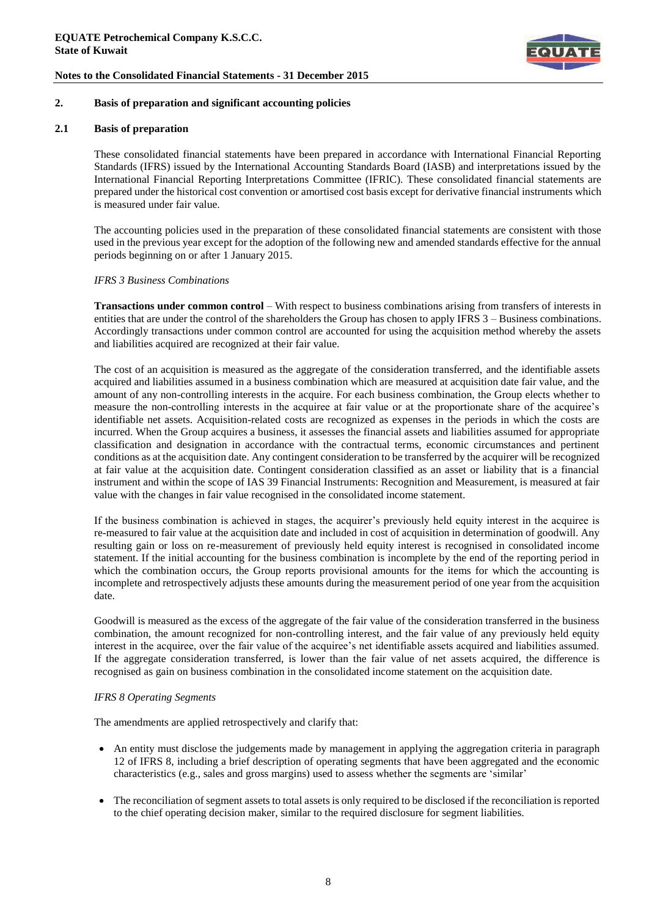## 2. Basis of preparation and significant accounting policies

### 2.1 Basis of preparation

These consolidated financial statements have been prepared in accordance with International Financial Reporting Standards (IFRS) issued by the International Accounting Standards Board (IASB) and interpretations issued by the International Financial Reporting Interpretations Committee (IFRIC). These consolidated financial statements are prepared under the historical cost convention or amortised cost basis except for derivative financial instruments which is measured under fair value.

The accounting policies used in the preparation of these consolidated financial statements are consistent with those used in the previous year except for the adoption of the following new and amended standards effective for the annual periods beginning on or after 1 January 2015.

*IFRS 3 Business Combinations*

**Transactions under common control** – With respect to business combinations arising from transfers of interests in entities that are under the control of the shareholders the Group has chosen to apply IFRS 3 – Business combinations. Accordingly transactions under common control are accounted for using the acquisition method whereby the assets and liabilities acquired are recognized at their fair value.

The cost of an acquisition is measured as the aggregate of the consideration transferred, and the identifiable assets acquired and liabilities assumed in a business combination which are measured at acquisition date fair value, and the amount of any non-controlling interests in the acquire. For each business combination, the Group elects whether to measure the non-controlling interests in the acquiree at fair value or at the proportionate share of the acquiree's identifiable net assets. Acquisition-related costs are recognized as expenses in the periods in which the costs are incurred. When the Group acquires a business, it assesses the financial assets and liabilities assumed for appropriate classification and designation in accordance with the contractual terms, economic circumstances and pertinent conditions as at the acquisition date. Any contingent consideration to be transferred by the acquirer will be recognized at fair value at the acquisition date. Contingent consideration classified as an asset or liability that is a financial instrument and within the scope of IAS 39 Financial Instruments: Recognition and Measurement, is measured at fair value with the changes in fair value recognised in the consolidated income statement.

If the business combination is achieved in stages, the acquirer's previously held equity interest in the acquiree is re-measured to fair value at the acquisition date and included in cost of acquisition in determination of goodwill. Any resulting gain or loss on re-measurement of previously held equity interest is recognised in consolidated income statement. If the initial accounting for the business combination is incomplete by the end of the reporting period in which the combination occurs, the Group reports provisional amounts for the items for which the accounting is incomplete and retrospectively adjusts these amounts during the measurement period of one year from the acquisition date.

Goodwill is measured as the excess of the aggregate of the fair value of the consideration transferred in the business combination, the amount recognized for non-controlling interest, and the fair value of any previously held equity interest in the acquiree, over the fair value of the acquiree's net identifiable assets acquired and liabilities assumed. If the aggregate consideration transferred, is lower than the fair value of net assets acquired, the difference is recognised as gain on business combination in the consolidated income statement on the acquisition date.

*IFRS 8 Operating Segments*

The amendments are applied retrospectively and clarify that:

- An entity must disclose the judgements made by management in applying the aggregation criteria in paragraph 12 of IFRS 8, including a brief description of operating segments that have been aggregated and the economic characteristics (e.g., sales and gross margins) used to assess whether the segments are 'similar'
- The reconciliation of segment assets to total assets is only required to be disclosed if the reconciliation is reported to the chief operating decision maker, similar to the required disclosure for segment liabilities.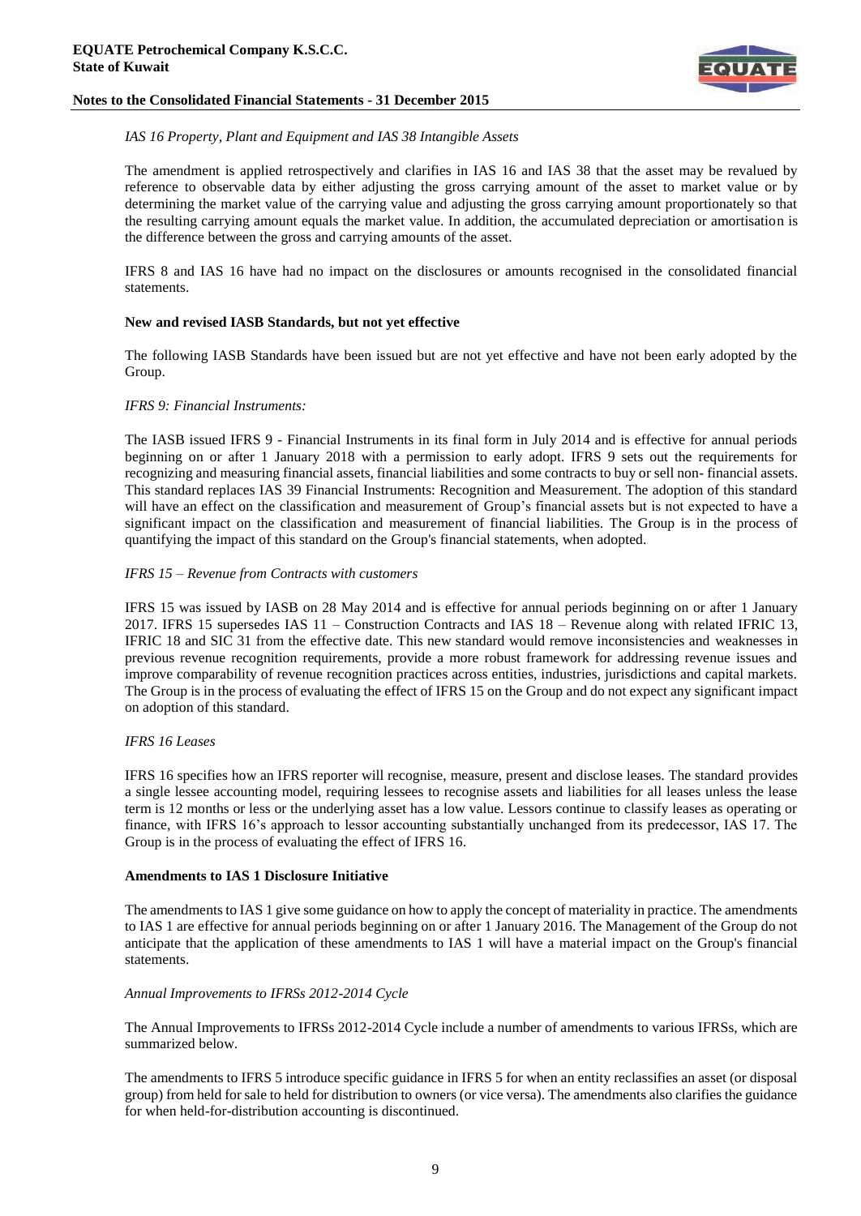*IAS 16 Property, Plant and Equipment and IAS 38 Intangible Assets*

The amendment is applied retrospectively and clarifies in IAS 16 and IAS 38 that the asset may be revalued by reference to observable data by either adjusting the gross carrying amount of the asset to market value or by determining the market value of the carrying value and adjusting the gross carrying amount proportionately so that the resulting carrying amount equals the market value. In addition, the accumulated depreciation or amortisation is the difference between the gross and carrying amounts of the asset.

IFRS 8 and IAS 16 have had no impact on the disclosures or amounts recognised in the consolidated financial statements.

**New and revised IASB Standards, but not yet effective**

The following IASB Standards have been issued but are not yet effective and have not been early adopted by the Group.

*IFRS 9: Financial Instruments:*

The IASB issued IFRS 9 - Financial Instruments in its final form in July 2014 and is effective for annual periods beginning on or after 1 January 2018 with a permission to early adopt. IFRS 9 sets out the requirements for recognizing and measuring financial assets, financial liabilities and some contracts to buy or sell non- financial assets. This standard replaces IAS 39 Financial Instruments: Recognition and Measurement. The adoption of this standard will have an effect on the classification and measurement of Group's financial assets but is not expected to have a significant impact on the classification and measurement of financial liabilities. The Group is in the process of quantifying the impact of this standard on the Group's financial statements, when adopted.

*IFRS 15 – Revenue from Contracts with customers*

IFRS 15 was issued by IASB on 28 May 2014 and is effective for annual periods beginning on or after 1 January 2017. IFRS 15 supersedes IAS 11 – Construction Contracts and IAS 18 – Revenue along with related IFRIC 13, IFRIC 18 and SIC 31 from the effective date. This new standard would remove inconsistencies and weaknesses in previous revenue recognition requirements, provide a more robust framework for addressing revenue issues and improve comparability of revenue recognition practices across entities, industries, jurisdictions and capital markets. The Group is in the process of evaluating the effect of IFRS 15 on the Group and do not expect any significant impact on adoption of this standard.

*IFRS 16 Leases*

IFRS 16 specifies how an IFRS reporter will recognise, measure, present and disclose leases. The standard provides a single lessee accounting model, requiring lessees to recognise assets and liabilities for all leases unless the lease term is 12 months or less or the underlying asset has a low value. Lessors continue to classify leases as operating or finance, with IFRS 16's approach to lessor accounting substantially unchanged from its predecessor, IAS 17. The Group is in the process of evaluating the effect of IFRS 16.

**Amendments to IAS 1 Disclosure Initiative**

The amendments to IAS 1 give some guidance on how to apply the concept of materiality in practice. The amendments to IAS 1 are effective for annual periods beginning on or after 1 January 2016. The Management of the Group do not anticipate that the application of these amendments to IAS 1 will have a material impact on the Group's financial statements.

*Annual Improvements to IFRSs 2012-2014 Cycle*

The Annual Improvements to IFRSs 2012-2014 Cycle include a number of amendments to various IFRSs, which are summarized below.

The amendments to IFRS 5 introduce specific guidance in IFRS 5 for when an entity reclassifies an asset (or disposal group) from held for sale to held for distribution to owners (or vice versa). The amendments also clarifies the guidance for when held-for-distribution accounting is discontinued.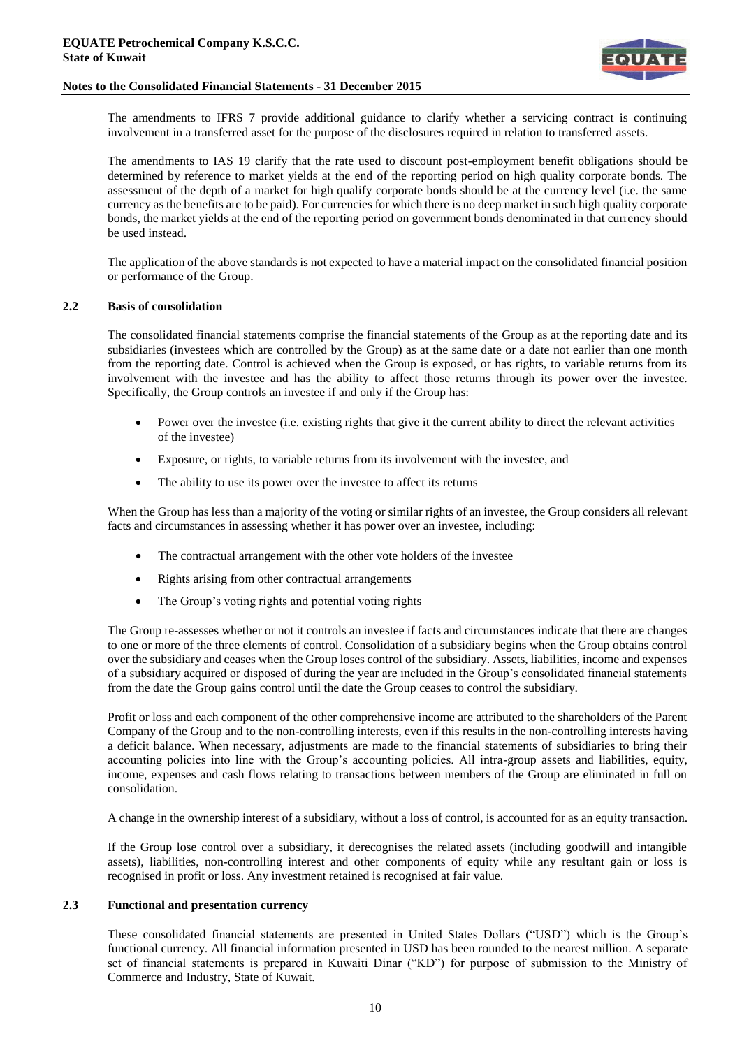The amendments to IFRS 7 provide additional guidance to clarify whether a servicing contract is continuing involvement in a transferred asset for the purpose of the disclosures required in relation to transferred assets.

The amendments to IAS 19 clarify that the rate used to discount post-employment benefit obligations should be determined by reference to market yields at the end of the reporting period on high quality corporate bonds. The assessment of the depth of a market for high qualify corporate bonds should be at the currency level (i.e. the same currency as the benefits are to be paid). For currencies for which there is no deep market in such high quality corporate bonds, the market yields at the end of the reporting period on government bonds denominated in that currency should be used instead.

The application of the above standards is not expected to have a material impact on the consolidated financial position or performance of the Group.

## 2.2 Basis of consolidation

The consolidated financial statements comprise the financial statements of the Group as at the reporting date and its subsidiaries (investees which are controlled by the Group) as at the same date or a date not earlier than one month from the reporting date. Control is achieved when the Group is exposed, or has rights, to variable returns from its involvement with the investee and has the ability to affect those returns through its power over the investee. Specifically, the Group controls an investee if and only if the Group has:

- Power over the investee (i.e. existing rights that give it the current ability to direct the relevant activities of the investee)
- Exposure, or rights, to variable returns from its involvement with the investee, and
- The ability to use its power over the investee to affect its returns

When the Group has less than a majority of the voting or similar rights of an investee, the Group considers all relevant facts and circumstances in assessing whether it has power over an investee, including:

- The contractual arrangement with the other vote holders of the investee
- Rights arising from other contractual arrangements
- The Group's voting rights and potential voting rights

The Group re-assesses whether or not it controls an investee if facts and circumstances indicate that there are changes to one or more of the three elements of control. Consolidation of a subsidiary begins when the Group obtains control over the subsidiary and ceases when the Group loses control of the subsidiary. Assets, liabilities, income and expenses of a subsidiary acquired or disposed of during the year are included in the Group's consolidated financial statements from the date the Group gains control until the date the Group ceases to control the subsidiary.

Profit or loss and each component of the other comprehensive income are attributed to the shareholders of the Parent Company of the Group and to the non-controlling interests, even if this results in the non-controlling interests having a deficit balance. When necessary, adjustments are made to the financial statements of subsidiaries to bring their accounting policies into line with the Group's accounting policies. All intra-group assets and liabilities, equity, income, expenses and cash flows relating to transactions between members of the Group are eliminated in full on consolidation.

A change in the ownership interest of a subsidiary, without a loss of control, is accounted for as an equity transaction.

If the Group lose control over a subsidiary, it derecognises the related assets (including goodwill and intangible assets), liabilities, non-controlling interest and other components of equity while any resultant gain or loss is recognised in profit or loss. Any investment retained is recognised at fair value.

## 2.3 Functional and presentation currency

These consolidated financial statements are presented in United States Dollars ("USD") which is the Group's functional currency. All financial information presented in USD has been rounded to the nearest million. A separate set of financial statements is prepared in Kuwaiti Dinar ("KD") for purpose of submission to the Ministry of Commerce and Industry, State of Kuwait.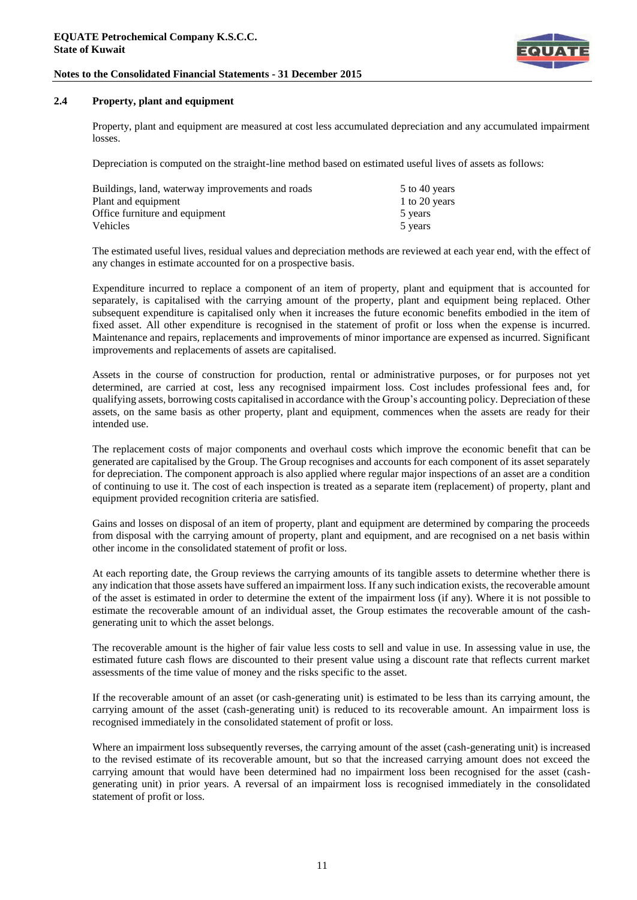### 2.4 Property, plant and equipment

Property, plant and equipment are measured at cost less accumulated depreciation and any accumulated impairment losses.

Depreciation is computed on the straight-line method based on estimated useful lives of assets as follows:

| | |
|---|---|
| Buildings, land, waterway improvements and roads | 5 to 40 years |
| Plant and equipment | 1 to 20 years |
| Office furniture and equipment | 5 years |
| Vehicles | 5 years |

The estimated useful lives, residual values and depreciation methods are reviewed at each year end, with the effect of any changes in estimate accounted for on a prospective basis.

Expenditure incurred to replace a component of an item of property, plant and equipment that is accounted for separately, is capitalised with the carrying amount of the property, plant and equipment being replaced. Other subsequent expenditure is capitalised only when it increases the future economic benefits embodied in the item of fixed asset. All other expenditure is recognised in the statement of profit or loss when the expense is incurred. Maintenance and repairs, replacements and improvements of minor importance are expensed as incurred. Significant improvements and replacements of assets are capitalised.

Assets in the course of construction for production, rental or administrative purposes, or for purposes not yet determined, are carried at cost, less any recognised impairment loss. Cost includes professional fees and, for qualifying assets, borrowing costs capitalised in accordance with the Group's accounting policy. Depreciation of these assets, on the same basis as other property, plant and equipment, commences when the assets are ready for their intended use.

The replacement costs of major components and overhaul costs which improve the economic benefit that can be generated are capitalised by the Group. The Group recognises and accounts for each component of its asset separately for depreciation. The component approach is also applied where regular major inspections of an asset are a condition of continuing to use it. The cost of each inspection is treated as a separate item (replacement) of property, plant and equipment provided recognition criteria are satisfied.

Gains and losses on disposal of an item of property, plant and equipment are determined by comparing the proceeds from disposal with the carrying amount of property, plant and equipment, and are recognised on a net basis within other income in the consolidated statement of profit or loss.

At each reporting date, the Group reviews the carrying amounts of its tangible assets to determine whether there is any indication that those assets have suffered an impairment loss. If any such indication exists, the recoverable amount of the asset is estimated in order to determine the extent of the impairment loss (if any). Where it is not possible to estimate the recoverable amount of an individual asset, the Group estimates the recoverable amount of the cash-generating unit to which the asset belongs.

The recoverable amount is the higher of fair value less costs to sell and value in use. In assessing value in use, the estimated future cash flows are discounted to their present value using a discount rate that reflects current market assessments of the time value of money and the risks specific to the asset.

If the recoverable amount of an asset (or cash-generating unit) is estimated to be less than its carrying amount, the carrying amount of the asset (cash-generating unit) is reduced to its recoverable amount. An impairment loss is recognised immediately in the consolidated statement of profit or loss.

Where an impairment loss subsequently reverses, the carrying amount of the asset (cash-generating unit) is increased to the revised estimate of its recoverable amount, but so that the increased carrying amount does not exceed the carrying amount that would have been determined had no impairment loss been recognised for the asset (cash-generating unit) in prior years. A reversal of an impairment loss is recognised immediately in the consolidated statement of profit or loss.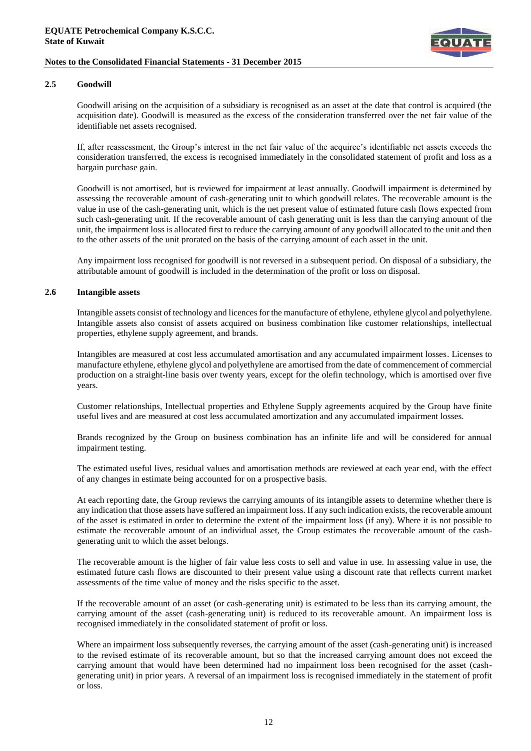### 2.5 Goodwill

Goodwill arising on the acquisition of a subsidiary is recognised as an asset at the date that control is acquired (the acquisition date). Goodwill is measured as the excess of the consideration transferred over the net fair value of the identifiable net assets recognised.

If, after reassessment, the Group's interest in the net fair value of the acquiree's identifiable net assets exceeds the consideration transferred, the excess is recognised immediately in the consolidated statement of profit and loss as a bargain purchase gain.

Goodwill is not amortised, but is reviewed for impairment at least annually. Goodwill impairment is determined by assessing the recoverable amount of cash-generating unit to which goodwill relates. The recoverable amount is the value in use of the cash-generating unit, which is the net present value of estimated future cash flows expected from such cash-generating unit. If the recoverable amount of cash generating unit is less than the carrying amount of the unit, the impairment loss is allocated first to reduce the carrying amount of any goodwill allocated to the unit and then to the other assets of the unit prorated on the basis of the carrying amount of each asset in the unit.

Any impairment loss recognised for goodwill is not reversed in a subsequent period. On disposal of a subsidiary, the attributable amount of goodwill is included in the determination of the profit or loss on disposal.

### 2.6 Intangible assets

Intangible assets consist of technology and licences for the manufacture of ethylene, ethylene glycol and polyethylene. Intangible assets also consist of assets acquired on business combination like customer relationships, intellectual properties, ethylene supply agreement, and brands.

Intangibles are measured at cost less accumulated amortisation and any accumulated impairment losses. Licenses to manufacture ethylene, ethylene glycol and polyethylene are amortised from the date of commencement of commercial production on a straight-line basis over twenty years, except for the olefin technology, which is amortised over five years.

Customer relationships, Intellectual properties and Ethylene Supply agreements acquired by the Group have finite useful lives and are measured at cost less accumulated amortization and any accumulated impairment losses.

Brands recognized by the Group on business combination has an infinite life and will be considered for annual impairment testing.

The estimated useful lives, residual values and amortisation methods are reviewed at each year end, with the effect of any changes in estimate being accounted for on a prospective basis.

At each reporting date, the Group reviews the carrying amounts of its intangible assets to determine whether there is any indication that those assets have suffered an impairment loss. If any such indication exists, the recoverable amount of the asset is estimated in order to determine the extent of the impairment loss (if any). Where it is not possible to estimate the recoverable amount of an individual asset, the Group estimates the recoverable amount of the cash-generating unit to which the asset belongs.

The recoverable amount is the higher of fair value less costs to sell and value in use. In assessing value in use, the estimated future cash flows are discounted to their present value using a discount rate that reflects current market assessments of the time value of money and the risks specific to the asset.

If the recoverable amount of an asset (or cash-generating unit) is estimated to be less than its carrying amount, the carrying amount of the asset (cash-generating unit) is reduced to its recoverable amount. An impairment loss is recognised immediately in the consolidated statement of profit or loss.

Where an impairment loss subsequently reverses, the carrying amount of the asset (cash-generating unit) is increased to the revised estimate of its recoverable amount, but so that the increased carrying amount does not exceed the carrying amount that would have been determined had no impairment loss been recognised for the asset (cash-generating unit) in prior years. A reversal of an impairment loss is recognised immediately in the statement of profit or loss.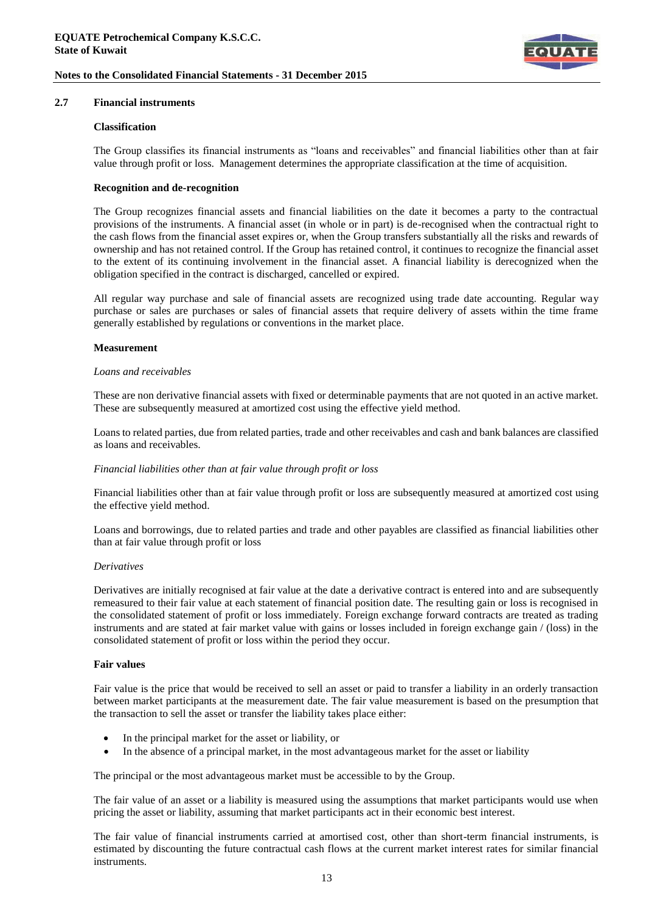## 2.7 Financial instruments

**Classification**

The Group classifies its financial instruments as "loans and receivables" and financial liabilities other than at fair value through profit or loss. Management determines the appropriate classification at the time of acquisition.

**Recognition and de-recognition**

The Group recognizes financial assets and financial liabilities on the date it becomes a party to the contractual provisions of the instruments. A financial asset (in whole or in part) is de-recognised when the contractual right to the cash flows from the financial asset expires or, when the Group transfers substantially all the risks and rewards of ownership and has not retained control. If the Group has retained control, it continues to recognize the financial asset to the extent of its continuing involvement in the financial asset. A financial liability is derecognized when the obligation specified in the contract is discharged, cancelled or expired.

All regular way purchase and sale of financial assets are recognized using trade date accounting. Regular way purchase or sales are purchases or sales of financial assets that require delivery of assets within the time frame generally established by regulations or conventions in the market place.

**Measurement**

*Loans and receivables*

These are non derivative financial assets with fixed or determinable payments that are not quoted in an active market. These are subsequently measured at amortized cost using the effective yield method.

Loans to related parties, due from related parties, trade and other receivables and cash and bank balances are classified as loans and receivables.

*Financial liabilities other than at fair value through profit or loss*

Financial liabilities other than at fair value through profit or loss are subsequently measured at amortized cost using the effective yield method.

Loans and borrowings, due to related parties and trade and other payables are classified as financial liabilities other than at fair value through profit or loss

*Derivatives*

Derivatives are initially recognised at fair value at the date a derivative contract is entered into and are subsequently remeasured to their fair value at each statement of financial position date. The resulting gain or loss is recognised in the consolidated statement of profit or loss immediately. Foreign exchange forward contracts are treated as trading instruments and are stated at fair market value with gains or losses included in foreign exchange gain / (loss) in the consolidated statement of profit or loss within the period they occur.

**Fair values**

Fair value is the price that would be received to sell an asset or paid to transfer a liability in an orderly transaction between market participants at the measurement date. The fair value measurement is based on the presumption that the transaction to sell the asset or transfer the liability takes place either:

- In the principal market for the asset or liability, or
- In the absence of a principal market, in the most advantageous market for the asset or liability

The principal or the most advantageous market must be accessible to by the Group.

The fair value of an asset or a liability is measured using the assumptions that market participants would use when pricing the asset or liability, assuming that market participants act in their economic best interest.

The fair value of financial instruments carried at amortised cost, other than short-term financial instruments, is estimated by discounting the future contractual cash flows at the current market interest rates for similar financial instruments.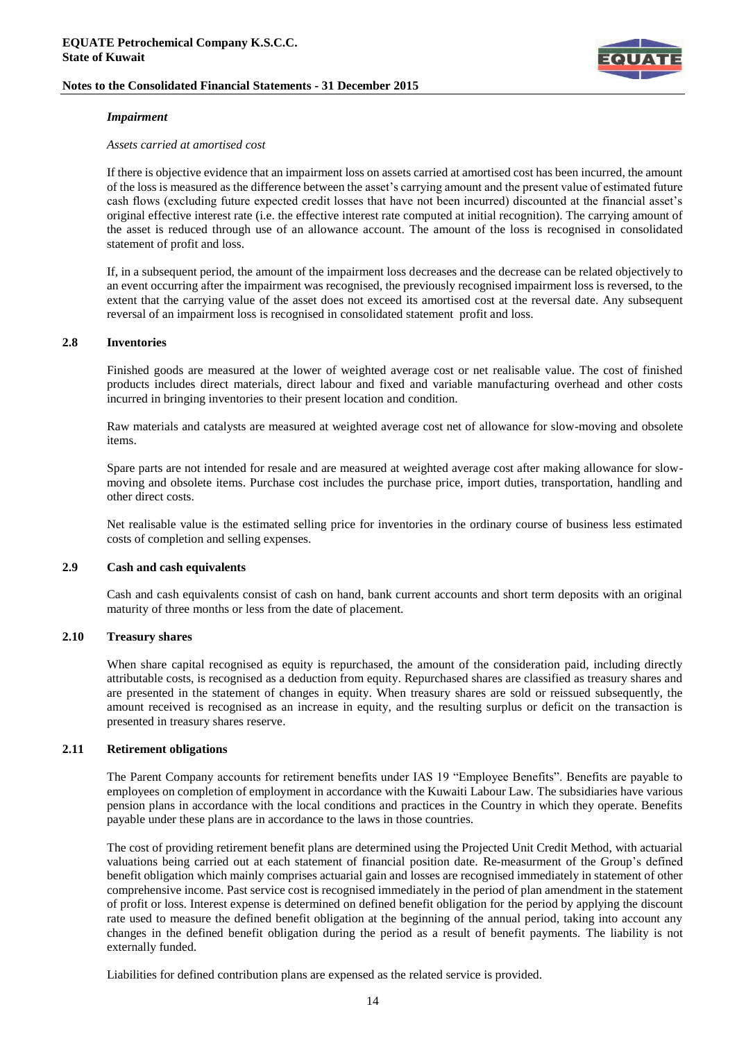### *Impairment*

*Assets carried at amortised cost*

If there is objective evidence that an impairment loss on assets carried at amortised cost has been incurred, the amount of the loss is measured as the difference between the asset's carrying amount and the present value of estimated future cash flows (excluding future expected credit losses that have not been incurred) discounted at the financial asset's original effective interest rate (i.e. the effective interest rate computed at initial recognition). The carrying amount of the asset is reduced through use of an allowance account. The amount of the loss is recognised in consolidated statement of profit and loss.

If, in a subsequent period, the amount of the impairment loss decreases and the decrease can be related objectively to an event occurring after the impairment was recognised, the previously recognised impairment loss is reversed, to the extent that the carrying value of the asset does not exceed its amortised cost at the reversal date. Any subsequent reversal of an impairment loss is recognised in consolidated statement profit and loss.

## 2.8 Inventories

Finished goods are measured at the lower of weighted average cost or net realisable value. The cost of finished products includes direct materials, direct labour and fixed and variable manufacturing overhead and other costs incurred in bringing inventories to their present location and condition.

Raw materials and catalysts are measured at weighted average cost net of allowance for slow-moving and obsolete items.

Spare parts are not intended for resale and are measured at weighted average cost after making allowance for slow-moving and obsolete items. Purchase cost includes the purchase price, import duties, transportation, handling and other direct costs.

Net realisable value is the estimated selling price for inventories in the ordinary course of business less estimated costs of completion and selling expenses.

## 2.9 Cash and cash equivalents

Cash and cash equivalents consist of cash on hand, bank current accounts and short term deposits with an original maturity of three months or less from the date of placement.

## 2.10 Treasury shares

When share capital recognised as equity is repurchased, the amount of the consideration paid, including directly attributable costs, is recognised as a deduction from equity. Repurchased shares are classified as treasury shares and are presented in the statement of changes in equity. When treasury shares are sold or reissued subsequently, the amount received is recognised as an increase in equity, and the resulting surplus or deficit on the transaction is presented in treasury shares reserve.

## 2.11 Retirement obligations

The Parent Company accounts for retirement benefits under IAS 19 "Employee Benefits". Benefits are payable to employees on completion of employment in accordance with the Kuwaiti Labour Law. The subsidiaries have various pension plans in accordance with the local conditions and practices in the Country in which they operate. Benefits payable under these plans are in accordance to the laws in those countries.

The cost of providing retirement benefit plans are determined using the Projected Unit Credit Method, with actuarial valuations being carried out at each statement of financial position date. Re-measurment of the Group's defined benefit obligation which mainly comprises actuarial gain and losses are recognised immediately in statement of other comprehensive income. Past service cost is recognised immediately in the period of plan amendment in the statement of profit or loss. Interest expense is determined on defined benefit obligation for the period by applying the discount rate used to measure the defined benefit obligation at the beginning of the annual period, taking into account any changes in the defined benefit obligation during the period as a result of benefit payments. The liability is not externally funded.

Liabilities for defined contribution plans are expensed as the related service is provided.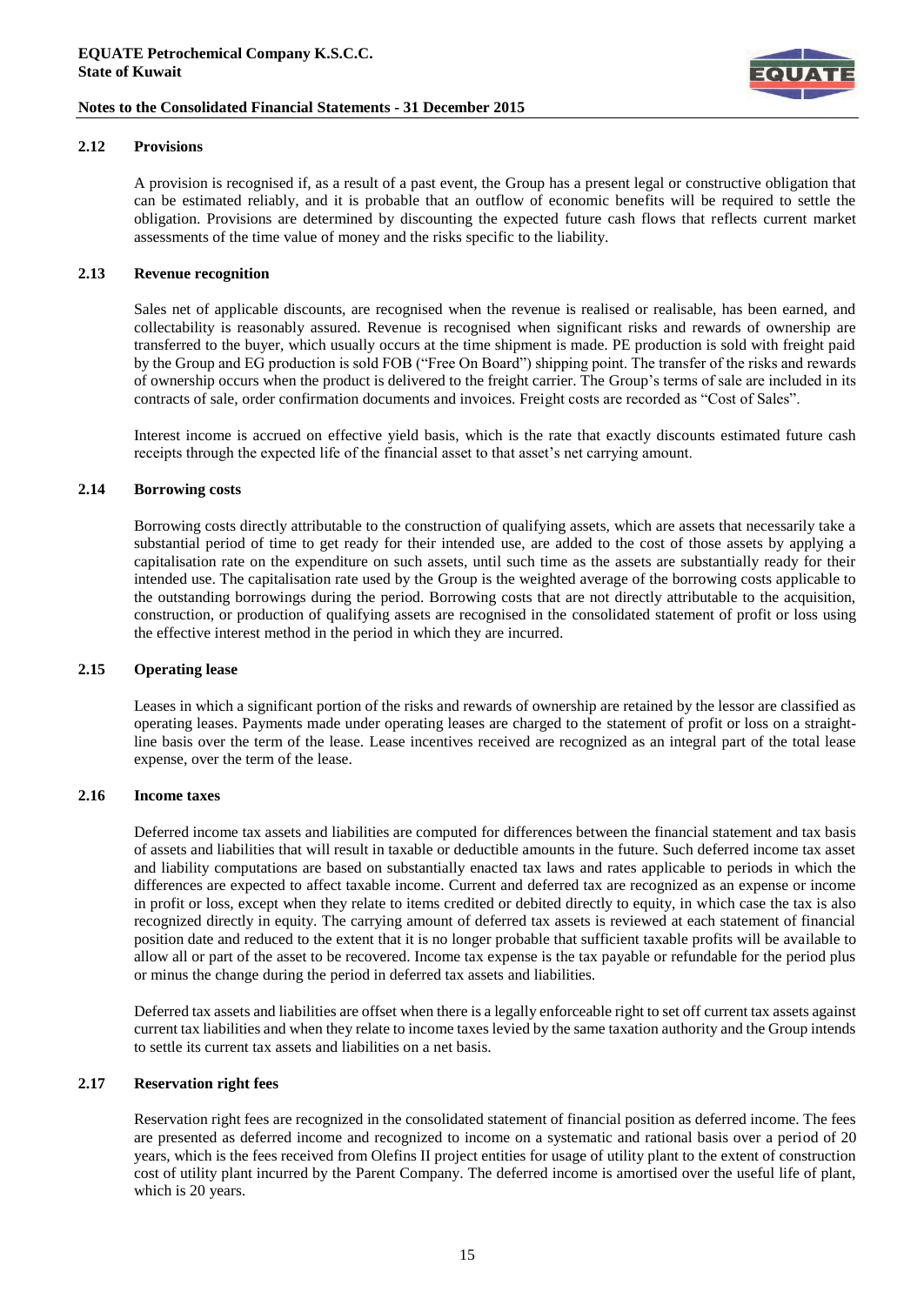### 2.12 Provisions

A provision is recognised if, as a result of a past event, the Group has a present legal or constructive obligation that can be estimated reliably, and it is probable that an outflow of economic benefits will be required to settle the obligation. Provisions are determined by discounting the expected future cash flows that reflects current market assessments of the time value of money and the risks specific to the liability.

### 2.13 Revenue recognition

Sales net of applicable discounts, are recognised when the revenue is realised or realisable, has been earned, and collectability is reasonably assured. Revenue is recognised when significant risks and rewards of ownership are transferred to the buyer, which usually occurs at the time shipment is made. PE production is sold with freight paid by the Group and EG production is sold FOB ("Free On Board") shipping point. The transfer of the risks and rewards of ownership occurs when the product is delivered to the freight carrier. The Group's terms of sale are included in its contracts of sale, order confirmation documents and invoices. Freight costs are recorded as "Cost of Sales".

Interest income is accrued on effective yield basis, which is the rate that exactly discounts estimated future cash receipts through the expected life of the financial asset to that asset's net carrying amount.

### 2.14 Borrowing costs

Borrowing costs directly attributable to the construction of qualifying assets, which are assets that necessarily take a substantial period of time to get ready for their intended use, are added to the cost of those assets by applying a capitalisation rate on the expenditure on such assets, until such time as the assets are substantially ready for their intended use. The capitalisation rate used by the Group is the weighted average of the borrowing costs applicable to the outstanding borrowings during the period. Borrowing costs that are not directly attributable to the acquisition, construction, or production of qualifying assets are recognised in the consolidated statement of profit or loss using the effective interest method in the period in which they are incurred.

### 2.15 Operating lease

Leases in which a significant portion of the risks and rewards of ownership are retained by the lessor are classified as operating leases. Payments made under operating leases are charged to the statement of profit or loss on a straight-line basis over the term of the lease. Lease incentives received are recognized as an integral part of the total lease expense, over the term of the lease.

### 2.16 Income taxes

Deferred income tax assets and liabilities are computed for differences between the financial statement and tax basis of assets and liabilities that will result in taxable or deductible amounts in the future. Such deferred income tax asset and liability computations are based on substantially enacted tax laws and rates applicable to periods in which the differences are expected to affect taxable income. Current and deferred tax are recognized as an expense or income in profit or loss, except when they relate to items credited or debited directly to equity, in which case the tax is also recognized directly in equity. The carrying amount of deferred tax assets is reviewed at each statement of financial position date and reduced to the extent that it is no longer probable that sufficient taxable profits will be available to allow all or part of the asset to be recovered. Income tax expense is the tax payable or refundable for the period plus or minus the change during the period in deferred tax assets and liabilities.

Deferred tax assets and liabilities are offset when there is a legally enforceable right to set off current tax assets against current tax liabilities and when they relate to income taxes levied by the same taxation authority and the Group intends to settle its current tax assets and liabilities on a net basis.

### 2.17 Reservation right fees

Reservation right fees are recognized in the consolidated statement of financial position as deferred income. The fees are presented as deferred income and recognized to income on a systematic and rational basis over a period of 20 years, which is the fees received from Olefins II project entities for usage of utility plant to the extent of construction cost of utility plant incurred by the Parent Company. The deferred income is amortised over the useful life of plant, which is 20 years.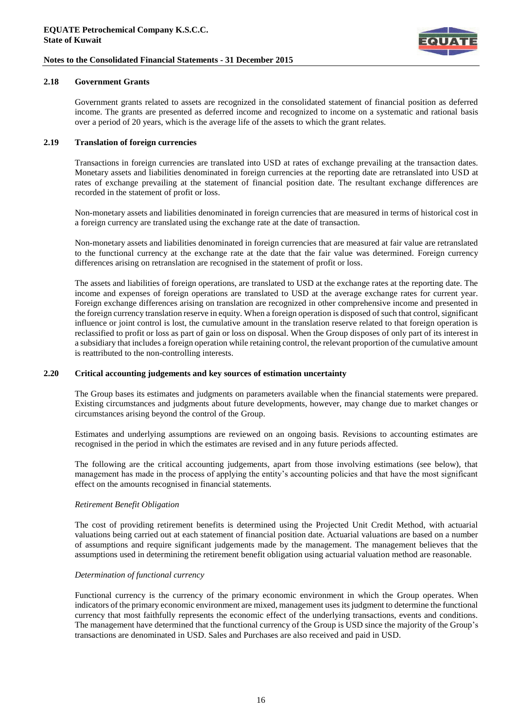### 2.18 Government Grants

Government grants related to assets are recognized in the consolidated statement of financial position as deferred income. The grants are presented as deferred income and recognized to income on a systematic and rational basis over a period of 20 years, which is the average life of the assets to which the grant relates.

### 2.19 Translation of foreign currencies

Transactions in foreign currencies are translated into USD at rates of exchange prevailing at the transaction dates. Monetary assets and liabilities denominated in foreign currencies at the reporting date are retranslated into USD at rates of exchange prevailing at the statement of financial position date. The resultant exchange differences are recorded in the statement of profit or loss.

Non-monetary assets and liabilities denominated in foreign currencies that are measured in terms of historical cost in a foreign currency are translated using the exchange rate at the date of transaction.

Non-monetary assets and liabilities denominated in foreign currencies that are measured at fair value are retranslated to the functional currency at the exchange rate at the date that the fair value was determined. Foreign currency differences arising on retranslation are recognised in the statement of profit or loss.

The assets and liabilities of foreign operations, are translated to USD at the exchange rates at the reporting date. The income and expenses of foreign operations are translated to USD at the average exchange rates for current year. Foreign exchange differences arising on translation are recognized in other comprehensive income and presented in the foreign currency translation reserve in equity. When a foreign operation is disposed of such that control, significant influence or joint control is lost, the cumulative amount in the translation reserve related to that foreign operation is reclassified to profit or loss as part of gain or loss on disposal. When the Group disposes of only part of its interest in a subsidiary that includes a foreign operation while retaining control, the relevant proportion of the cumulative amount is reattributed to the non-controlling interests.

### 2.20 Critical accounting judgements and key sources of estimation uncertainty

The Group bases its estimates and judgments on parameters available when the financial statements were prepared. Existing circumstances and judgments about future developments, however, may change due to market changes or circumstances arising beyond the control of the Group.

Estimates and underlying assumptions are reviewed on an ongoing basis. Revisions to accounting estimates are recognised in the period in which the estimates are revised and in any future periods affected.

The following are the critical accounting judgements, apart from those involving estimations (see below), that management has made in the process of applying the entity's accounting policies and that have the most significant effect on the amounts recognised in financial statements.

*Retirement Benefit Obligation*

The cost of providing retirement benefits is determined using the Projected Unit Credit Method, with actuarial valuations being carried out at each statement of financial position date. Actuarial valuations are based on a number of assumptions and require significant judgements made by the management. The management believes that the assumptions used in determining the retirement benefit obligation using actuarial valuation method are reasonable.

*Determination of functional currency*

Functional currency is the currency of the primary economic environment in which the Group operates. When indicators of the primary economic environment are mixed, management uses its judgment to determine the functional currency that most faithfully represents the economic effect of the underlying transactions, events and conditions. The management have determined that the functional currency of the Group is USD since the majority of the Group's transactions are denominated in USD. Sales and Purchases are also received and paid in USD.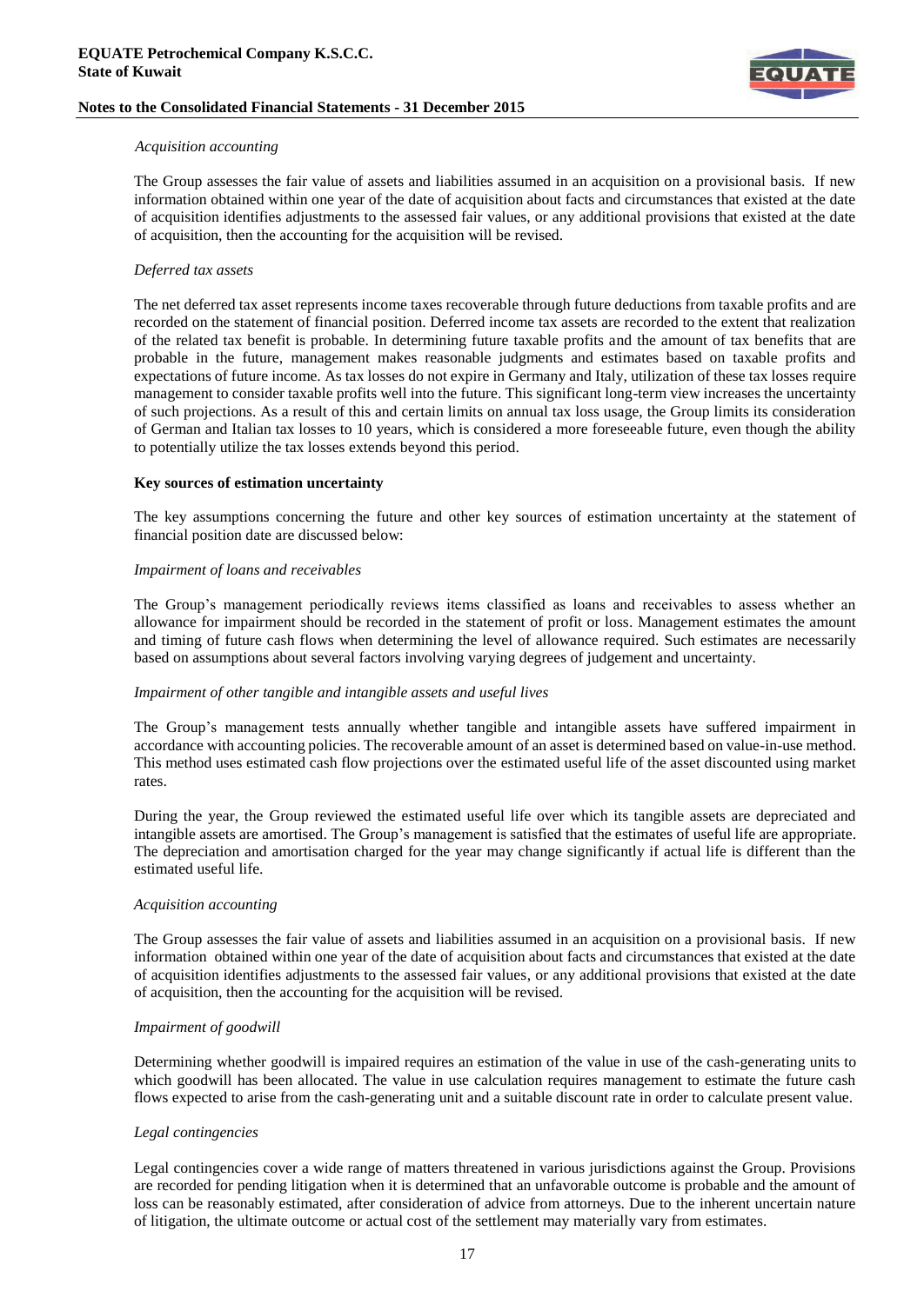*Acquisition accounting*

The Group assesses the fair value of assets and liabilities assumed in an acquisition on a provisional basis. If new information obtained within one year of the date of acquisition about facts and circumstances that existed at the date of acquisition identifies adjustments to the assessed fair values, or any additional provisions that existed at the date of acquisition, then the accounting for the acquisition will be revised.

*Deferred tax assets*

The net deferred tax asset represents income taxes recoverable through future deductions from taxable profits and are recorded on the statement of financial position. Deferred income tax assets are recorded to the extent that realization of the related tax benefit is probable. In determining future taxable profits and the amount of tax benefits that are probable in the future, management makes reasonable judgments and estimates based on taxable profits and expectations of future income. As tax losses do not expire in Germany and Italy, utilization of these tax losses require management to consider taxable profits well into the future. This significant long-term view increases the uncertainty of such projections. As a result of this and certain limits on annual tax loss usage, the Group limits its consideration of German and Italian tax losses to 10 years, which is considered a more foreseeable future, even though the ability to potentially utilize the tax losses extends beyond this period.

**Key sources of estimation uncertainty**

The key assumptions concerning the future and other key sources of estimation uncertainty at the statement of financial position date are discussed below:

*Impairment of loans and receivables*

The Group's management periodically reviews items classified as loans and receivables to assess whether an allowance for impairment should be recorded in the statement of profit or loss. Management estimates the amount and timing of future cash flows when determining the level of allowance required. Such estimates are necessarily based on assumptions about several factors involving varying degrees of judgement and uncertainty.

*Impairment of other tangible and intangible assets and useful lives*

The Group's management tests annually whether tangible and intangible assets have suffered impairment in accordance with accounting policies. The recoverable amount of an asset is determined based on value-in-use method. This method uses estimated cash flow projections over the estimated useful life of the asset discounted using market rates.

During the year, the Group reviewed the estimated useful life over which its tangible assets are depreciated and intangible assets are amortised. The Group's management is satisfied that the estimates of useful life are appropriate. The depreciation and amortisation charged for the year may change significantly if actual life is different than the estimated useful life.

*Acquisition accounting*

The Group assesses the fair value of assets and liabilities assumed in an acquisition on a provisional basis. If new information obtained within one year of the date of acquisition about facts and circumstances that existed at the date of acquisition identifies adjustments to the assessed fair values, or any additional provisions that existed at the date of acquisition, then the accounting for the acquisition will be revised.

*Impairment of goodwill*

Determining whether goodwill is impaired requires an estimation of the value in use of the cash-generating units to which goodwill has been allocated. The value in use calculation requires management to estimate the future cash flows expected to arise from the cash-generating unit and a suitable discount rate in order to calculate present value.

*Legal contingencies*

Legal contingencies cover a wide range of matters threatened in various jurisdictions against the Group. Provisions are recorded for pending litigation when it is determined that an unfavorable outcome is probable and the amount of loss can be reasonably estimated, after consideration of advice from attorneys. Due to the inherent uncertain nature of litigation, the ultimate outcome or actual cost of the settlement may materially vary from estimates.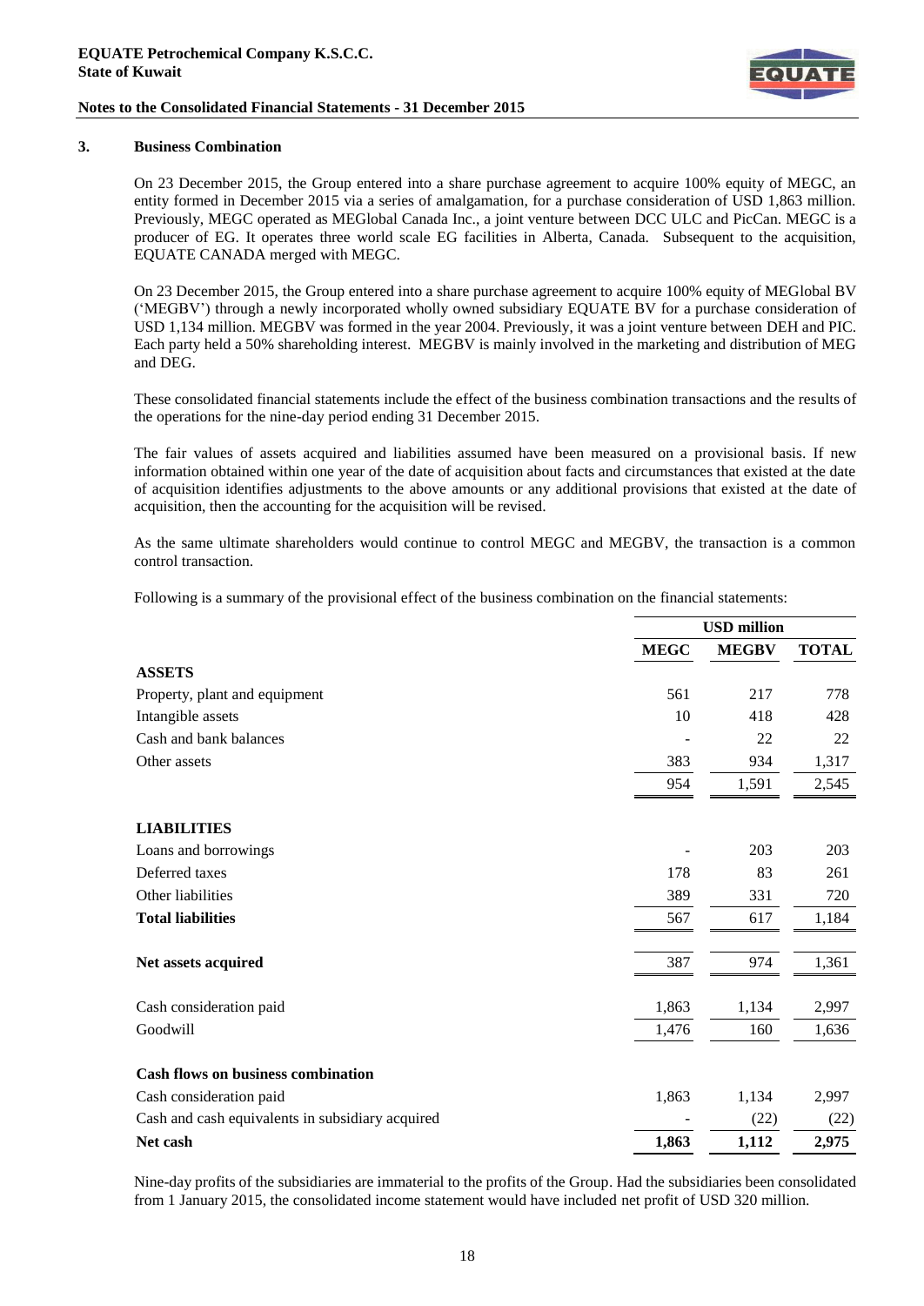## 3. Business Combination

On 23 December 2015, the Group entered into a share purchase agreement to acquire 100% equity of MEGC, an entity formed in December 2015 via a series of amalgamation, for a purchase consideration of USD 1,863 million. Previously, MEGC operated as MEGlobal Canada Inc., a joint venture between DCC ULC and PicCan. MEGC is a producer of EG. It operates three world scale EG facilities in Alberta, Canada. Subsequent to the acquisition, EQUATE CANADA merged with MEGC.

On 23 December 2015, the Group entered into a share purchase agreement to acquire 100% equity of MEGlobal BV ('MEGBV') through a newly incorporated wholly owned subsidiary EQUATE BV for a purchase consideration of USD 1,134 million. MEGBV was formed in the year 2004. Previously, it was a joint venture between DEH and PIC. Each party held a 50% shareholding interest. MEGBV is mainly involved in the marketing and distribution of MEG and DEG.

These consolidated financial statements include the effect of the business combination transactions and the results of the operations for the nine-day period ending 31 December 2015.

The fair values of assets acquired and liabilities assumed have been measured on a provisional basis. If new information obtained within one year of the date of acquisition about facts and circumstances that existed at the date of acquisition identifies adjustments to the above amounts or any additional provisions that existed at the date of acquisition, then the accounting for the acquisition will be revised.

As the same ultimate shareholders would continue to control MEGC and MEGBV, the transaction is a common control transaction.

Following is a summary of the provisional effect of the business combination on the financial statements:

| | USD million | | |
|---|---|---|---|
| | **MEGC** | **MEGBV** | **TOTAL** |
| **ASSETS** | | | |
| Property, plant and equipment | 561 | 217 | 778 |
| Intangible assets | 10 | 418 | 428 |
| Cash and bank balances | - | 22 | 22 |
| Other assets | 383 | 934 | 1,317 |
| | 954 | 1,591 | 2,545 |
| **LIABILITIES** | | | |
| Loans and borrowings | - | 203 | 203 |
| Deferred taxes | 178 | 83 | 261 |
| Other liabilities | 389 | 331 | 720 |
| **Total liabilities** | 567 | 617 | 1,184 |
| **Net assets acquired** | 387 | 974 | 1,361 |
| Cash consideration paid | 1,863 | 1,134 | 2,997 |
| Goodwill | 1,476 | 160 | 1,636 |
| **Cash flows on business combination** | | | |
| Cash consideration paid | 1,863 | 1,134 | 2,997 |
| Cash and cash equivalents in subsidiary acquired | - | (22) | (22) |
| **Net cash** | **1,863** | **1,112** | **2,975** |

Nine-day profits of the subsidiaries are immaterial to the profits of the Group. Had the subsidiaries been consolidated from 1 January 2015, the consolidated income statement would have included net profit of USD 320 million.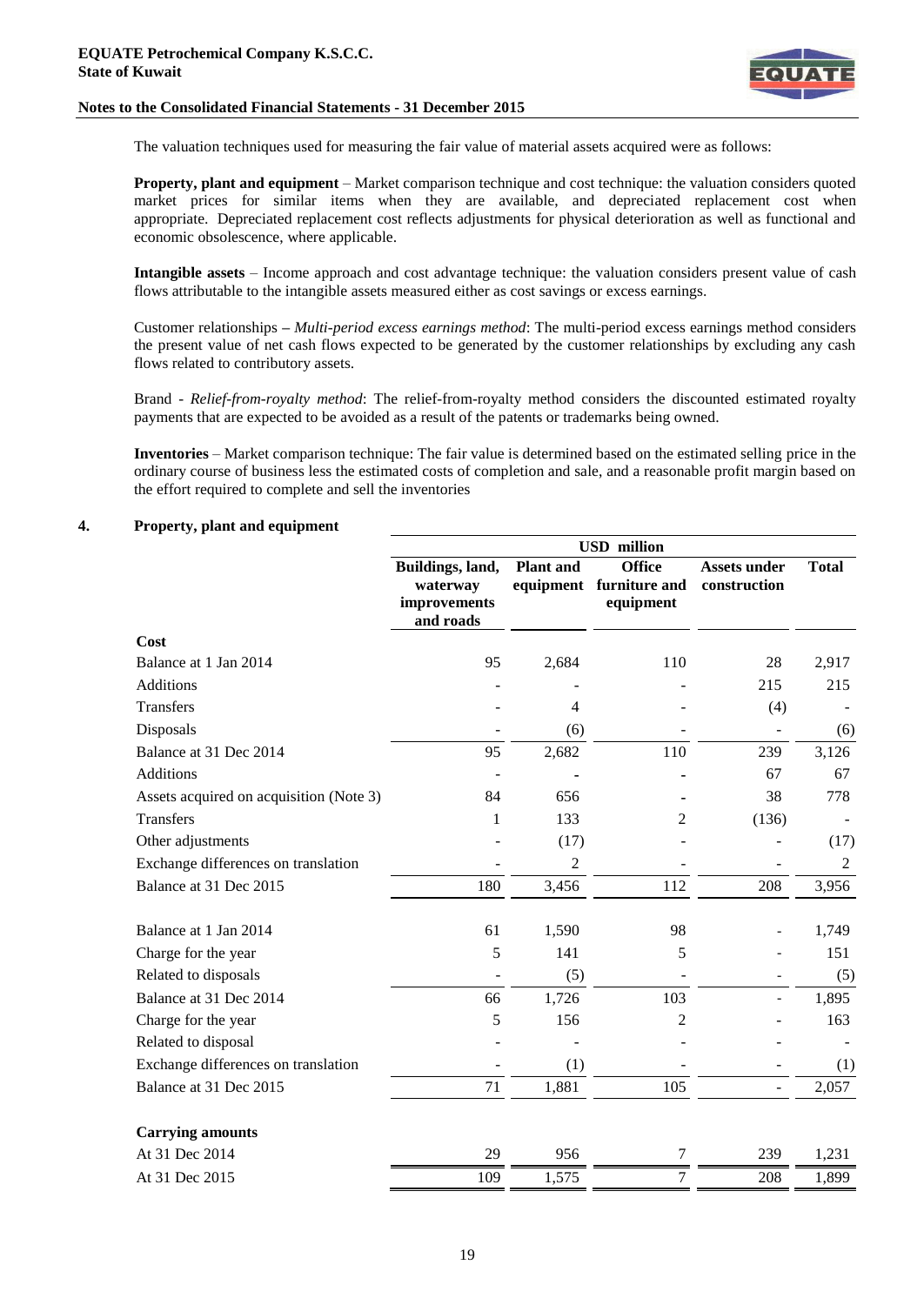The valuation techniques used for measuring the fair value of material assets acquired were as follows:

**Property, plant and equipment** – Market comparison technique and cost technique: the valuation considers quoted market prices for similar items when they are available, and depreciated replacement cost when appropriate. Depreciated replacement cost reflects adjustments for physical deterioration as well as functional and economic obsolescence, where applicable.

**Intangible assets** – Income approach and cost advantage technique: the valuation considers present value of cash flows attributable to the intangible assets measured either as cost savings or excess earnings.

Customer relationships – *Multi-period excess earnings method*: The multi-period excess earnings method considers the present value of net cash flows expected to be generated by the customer relationships by excluding any cash flows related to contributory assets.

Brand - *Relief-from-royalty method*: The relief-from-royalty method considers the discounted estimated royalty payments that are expected to be avoided as a result of the patents or trademarks being owned.

**Inventories** – Market comparison technique: The fair value is determined based on the estimated selling price in the ordinary course of business less the estimated costs of completion and sale, and a reasonable profit margin based on the effort required to complete and sell the inventories

## 4. Property, plant and equipment

| | USD million | | | | |
|---|---|---|---|---|---|
| | Buildings, land, waterway improvements and roads | Plant and equipment | Office furniture and equipment | Assets under construction | Total |
| **Cost** | | | | | |
| Balance at 1 Jan 2014 | 95 | 2,684 | 110 | 28 | 2,917 |
| Additions | - | - | - | 215 | 215 |
| Transfers | - | 4 | - | (4) | - |
| Disposals | - | (6) | - | - | (6) |
| Balance at 31 Dec 2014 | 95 | 2,682 | 110 | 239 | 3,126 |
| Additions | - | - | - | 67 | 67 |
| Assets acquired on acquisition (Note 3) | 84 | 656 | - | 38 | 778 |
| Transfers | 1 | 133 | 2 | (136) | - |
| Other adjustments | - | (17) | - | - | (17) |
| Exchange differences on translation | - | 2 | - | - | 2 |
| Balance at 31 Dec 2015 | 180 | 3,456 | 112 | 208 | 3,956 |
| | | | | | |
| Balance at 1 Jan 2014 | 61 | 1,590 | 98 | - | 1,749 |
| Charge for the year | 5 | 141 | 5 | - | 151 |
| Related to disposals | - | (5) | - | - | (5) |
| Balance at 31 Dec 2014 | 66 | 1,726 | 103 | - | 1,895 |
| Charge for the year | 5 | 156 | 2 | - | 163 |
| Related to disposal | - | - | - | - | - |
| Exchange differences on translation | - | (1) | - | - | (1) |
| Balance at 31 Dec 2015 | 71 | 1,881 | 105 | - | 2,057 |
| | | | | | |
| **Carrying amounts** | | | | | |
| At 31 Dec 2014 | 29 | 956 | 7 | 239 | 1,231 |
| At 31 Dec 2015 | 109 | 1,575 | 7 | 208 | 1,899 |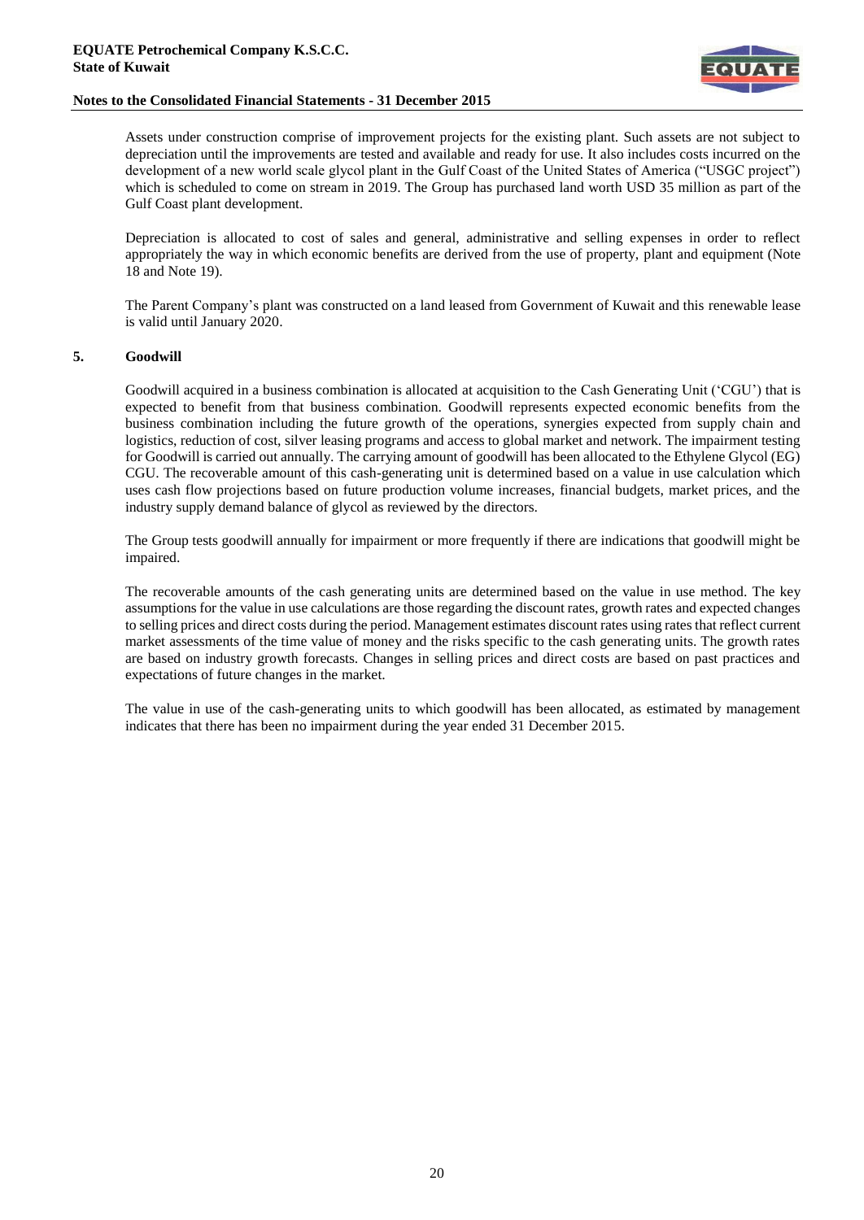Assets under construction comprise of improvement projects for the existing plant. Such assets are not subject to depreciation until the improvements are tested and available and ready for use. It also includes costs incurred on the development of a new world scale glycol plant in the Gulf Coast of the United States of America ("USGC project") which is scheduled to come on stream in 2019. The Group has purchased land worth USD 35 million as part of the Gulf Coast plant development.

Depreciation is allocated to cost of sales and general, administrative and selling expenses in order to reflect appropriately the way in which economic benefits are derived from the use of property, plant and equipment (Note 18 and Note 19).

The Parent Company's plant was constructed on a land leased from Government of Kuwait and this renewable lease is valid until January 2020.

## 5. Goodwill

Goodwill acquired in a business combination is allocated at acquisition to the Cash Generating Unit ('CGU') that is expected to benefit from that business combination. Goodwill represents expected economic benefits from the business combination including the future growth of the operations, synergies expected from supply chain and logistics, reduction of cost, silver leasing programs and access to global market and network. The impairment testing for Goodwill is carried out annually. The carrying amount of goodwill has been allocated to the Ethylene Glycol (EG) CGU. The recoverable amount of this cash-generating unit is determined based on a value in use calculation which uses cash flow projections based on future production volume increases, financial budgets, market prices, and the industry supply demand balance of glycol as reviewed by the directors.

The Group tests goodwill annually for impairment or more frequently if there are indications that goodwill might be impaired.

The recoverable amounts of the cash generating units are determined based on the value in use method. The key assumptions for the value in use calculations are those regarding the discount rates, growth rates and expected changes to selling prices and direct costs during the period. Management estimates discount rates using rates that reflect current market assessments of the time value of money and the risks specific to the cash generating units. The growth rates are based on industry growth forecasts. Changes in selling prices and direct costs are based on past practices and expectations of future changes in the market.

The value in use of the cash-generating units to which goodwill has been allocated, as estimated by management indicates that there has been no impairment during the year ended 31 December 2015.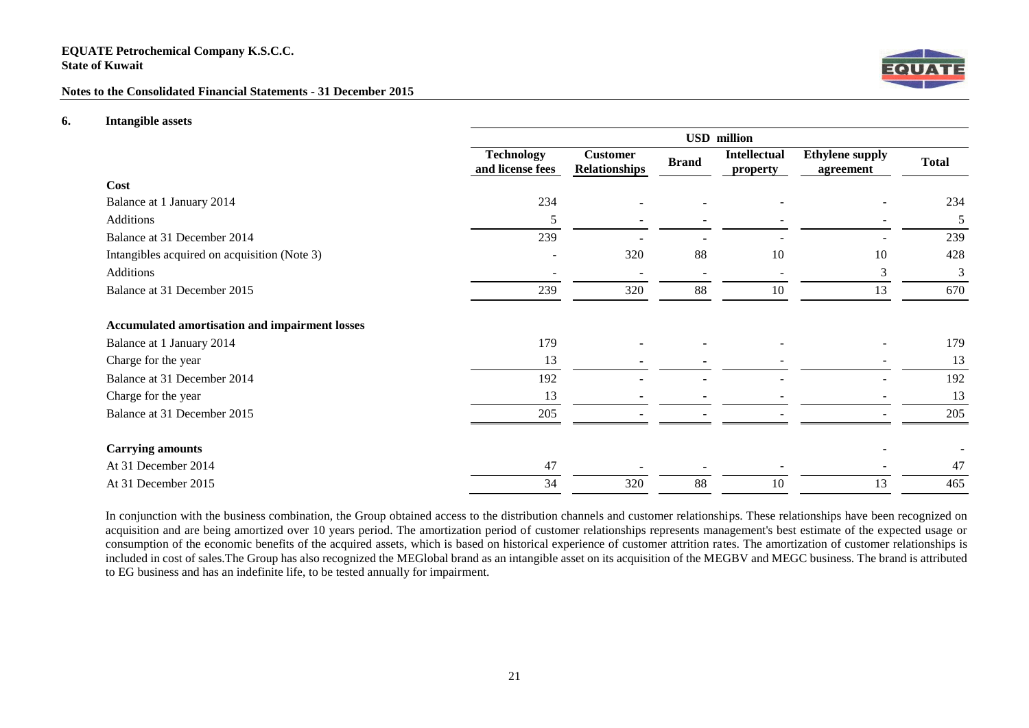## 6. Intangible assets

| | USD million | | | | | |
|---|---|---|---|---|---|---|
| | **Technology and license fees** | **Customer Relationships** | **Brand** | **Intellectual property** | **Ethylene supply agreement** | **Total** |
| **Cost** | | | | | | |
| Balance at 1 January 2014 | 234 | - | - | - | - | 234 |
| Additions | 5 | - | - | - | - | 5 |
| Balance at 31 December 2014 | 239 | - | - | - | - | 239 |
| Intangibles acquired on acquisition (Note 3) | - | 320 | 88 | 10 | 10 | 428 |
| Additions | - | - | - | - | 3 | 3 |
| Balance at 31 December 2015 | 239 | 320 | 88 | 10 | 13 | 670 |
| **Accumulated amortisation and impairment losses** | | | | | | |
| Balance at 1 January 2014 | 179 | - | - | - | - | 179 |
| Charge for the year | 13 | - | - | - | - | 13 |
| Balance at 31 December 2014 | 192 | - | - | - | - | 192 |
| Charge for the year | 13 | - | - | - | - | 13 |
| Balance at 31 December 2015 | 205 | - | - | - | - | 205 |
| **Carrying amounts** | | | | | - | - |
| At 31 December 2014 | 47 | - | - | - | - | 47 |
| At 31 December 2015 | 34 | 320 | 88 | 10 | 13 | 465 |

In conjunction with the business combination, the Group obtained access to the distribution channels and customer relationships. These relationships have been recognized on acquisition and are being amortized over 10 years period. The amortization period of customer relationships represents management's best estimate of the expected usage or consumption of the economic benefits of the acquired assets, which is based on historical experience of customer attrition rates. The amortization of customer relationships is included in cost of sales.The Group has also recognized the MEGlobal brand as an intangible asset on its acquisition of the MEGBV and MEGC business. The brand is attributed to EG business and has an indefinite life, to be tested annually for impairment.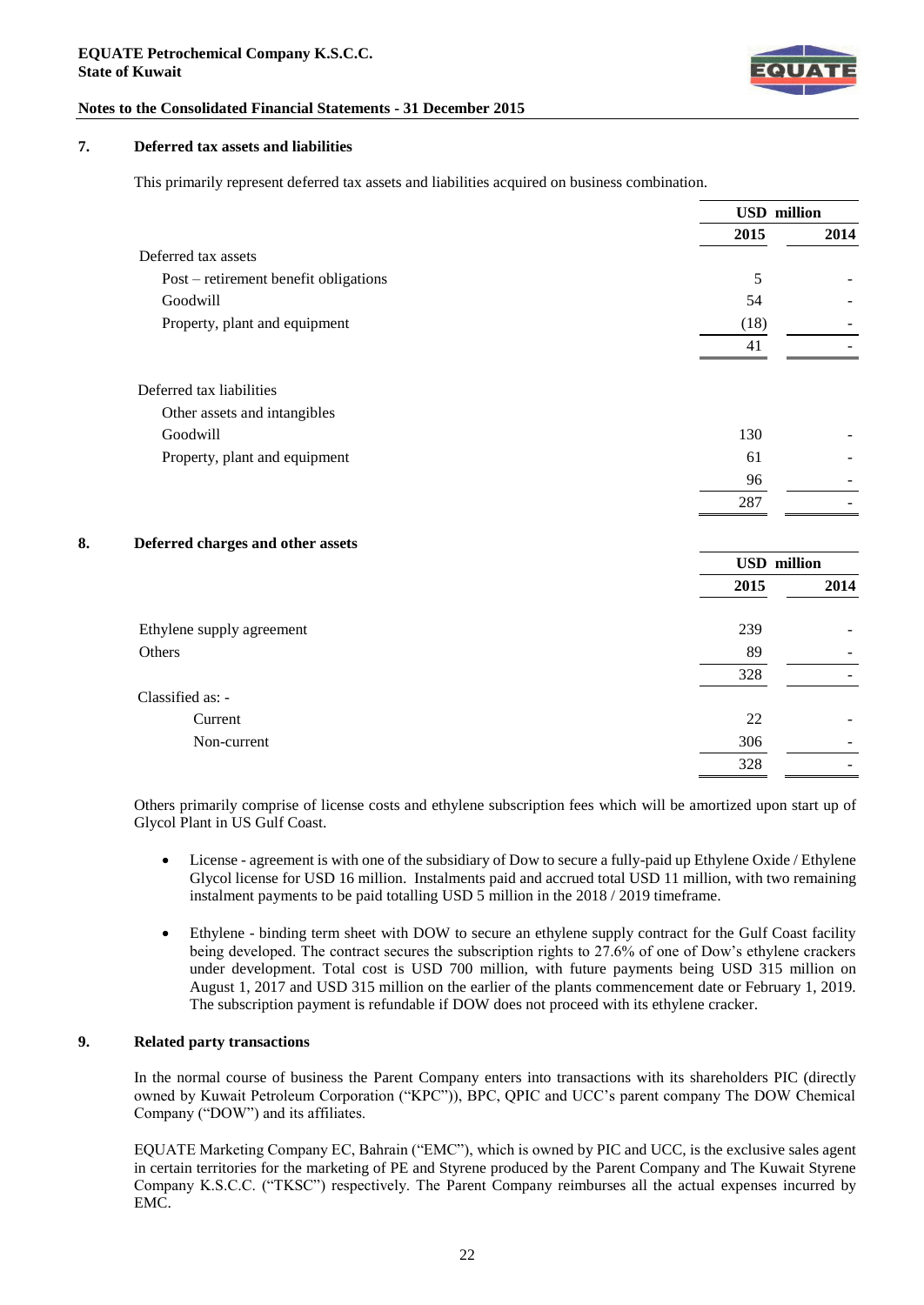## 7. Deferred tax assets and liabilities

This primarily represent deferred tax assets and liabilities acquired on business combination.

| | USD million | |
|---|---|---|
| | 2015 | 2014 |
| Deferred tax assets | | |
| Post – retirement benefit obligations | 5 | - |
| Goodwill | 54 | - |
| Property, plant and equipment | (18) | - |
| | 41 | - |
| Deferred tax liabilities | | |
| Other assets and intangibles | | |
| Goodwill | 130 | - |
| Property, plant and equipment | 61 | - |
| | 96 | - |
| | 287 | - |

## 8. Deferred charges and other assets

| | USD million | |
|---|---|---|
| | 2015 | 2014 |
| Ethylene supply agreement | 239 | - |
| Others | 89 | - |
| | 328 | - |
| Classified as: - | | |
| Current | 22 | - |
| Non-current | 306 | - |
| | 328 | - |

Others primarily comprise of license costs and ethylene subscription fees which will be amortized upon start up of Glycol Plant in US Gulf Coast.

- License - agreement is with one of the subsidiary of Dow to secure a fully-paid up Ethylene Oxide / Ethylene Glycol license for USD 16 million. Instalments paid and accrued total USD 11 million, with two remaining instalment payments to be paid totalling USD 5 million in the 2018 / 2019 timeframe.
- Ethylene - binding term sheet with DOW to secure an ethylene supply contract for the Gulf Coast facility being developed. The contract secures the subscription rights to 27.6% of one of Dow's ethylene crackers under development. Total cost is USD 700 million, with future payments being USD 315 million on August 1, 2017 and USD 315 million on the earlier of the plants commencement date or February 1, 2019. The subscription payment is refundable if DOW does not proceed with its ethylene cracker.

## 9. Related party transactions

In the normal course of business the Parent Company enters into transactions with its shareholders PIC (directly owned by Kuwait Petroleum Corporation ("KPC")), BPC, QPIC and UCC's parent company The DOW Chemical Company ("DOW") and its affiliates.

EQUATE Marketing Company EC, Bahrain ("EMC"), which is owned by PIC and UCC, is the exclusive sales agent in certain territories for the marketing of PE and Styrene produced by the Parent Company and The Kuwait Styrene Company K.S.C.C. ("TKSC") respectively. The Parent Company reimburses all the actual expenses incurred by EMC.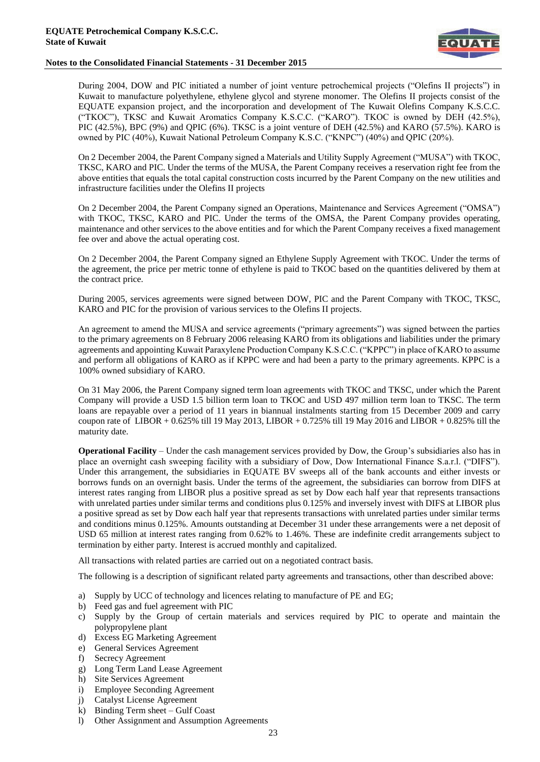During 2004, DOW and PIC initiated a number of joint venture petrochemical projects ("Olefins II projects") in Kuwait to manufacture polyethylene, ethylene glycol and styrene monomer. The Olefins II projects consist of the EQUATE expansion project, and the incorporation and development of The Kuwait Olefins Company K.S.C.C. ("TKOC"), TKSC and Kuwait Aromatics Company K.S.C.C. ("KARO"). TKOC is owned by DEH (42.5%), PIC (42.5%), BPC (9%) and QPIC (6%). TKSC is a joint venture of DEH (42.5%) and KARO (57.5%). KARO is owned by PIC (40%), Kuwait National Petroleum Company K.S.C. ("KNPC") (40%) and QPIC (20%).

On 2 December 2004, the Parent Company signed a Materials and Utility Supply Agreement ("MUSA") with TKOC, TKSC, KARO and PIC. Under the terms of the MUSA, the Parent Company receives a reservation right fee from the above entities that equals the total capital construction costs incurred by the Parent Company on the new utilities and infrastructure facilities under the Olefins II projects

On 2 December 2004, the Parent Company signed an Operations, Maintenance and Services Agreement ("OMSA") with TKOC, TKSC, KARO and PIC. Under the terms of the OMSA, the Parent Company provides operating, maintenance and other services to the above entities and for which the Parent Company receives a fixed management fee over and above the actual operating cost.

On 2 December 2004, the Parent Company signed an Ethylene Supply Agreement with TKOC. Under the terms of the agreement, the price per metric tonne of ethylene is paid to TKOC based on the quantities delivered by them at the contract price.

During 2005, services agreements were signed between DOW, PIC and the Parent Company with TKOC, TKSC, KARO and PIC for the provision of various services to the Olefins II projects.

An agreement to amend the MUSA and service agreements ("primary agreements") was signed between the parties to the primary agreements on 8 February 2006 releasing KARO from its obligations and liabilities under the primary agreements and appointing Kuwait Paraxylene Production Company K.S.C.C. ("KPPC") in place of KARO to assume and perform all obligations of KARO as if KPPC were and had been a party to the primary agreements. KPPC is a 100% owned subsidiary of KARO.

On 31 May 2006, the Parent Company signed term loan agreements with TKOC and TKSC, under which the Parent Company will provide a USD 1.5 billion term loan to TKOC and USD 497 million term loan to TKSC. The term loans are repayable over a period of 11 years in biannual instalments starting from 15 December 2009 and carry coupon rate of LIBOR + 0.625% till 19 May 2013, LIBOR + 0.725% till 19 May 2016 and LIBOR + 0.825% till the maturity date.

**Operational Facility** – Under the cash management services provided by Dow, the Group's subsidiaries also has in place an overnight cash sweeping facility with a subsidiary of Dow, Dow International Finance S.a.r.l. ("DIFS"). Under this arrangement, the subsidiaries in EQUATE BV sweeps all of the bank accounts and either invests or borrows funds on an overnight basis. Under the terms of the agreement, the subsidiaries can borrow from DIFS at interest rates ranging from LIBOR plus a positive spread as set by Dow each half year that represents transactions with unrelated parties under similar terms and conditions plus 0.125% and inversely invest with DIFS at LIBOR plus a positive spread as set by Dow each half year that represents transactions with unrelated parties under similar terms and conditions minus 0.125%. Amounts outstanding at December 31 under these arrangements were a net deposit of USD 65 million at interest rates ranging from 0.62% to 1.46%. These are indefinite credit arrangements subject to termination by either party. Interest is accrued monthly and capitalized.

All transactions with related parties are carried out on a negotiated contract basis.

The following is a description of significant related party agreements and transactions, other than described above:

a) Supply by UCC of technology and licences relating to manufacture of PE and EG;
b) Feed gas and fuel agreement with PIC
c) Supply by the Group of certain materials and services required by PIC to operate and maintain the polypropylene plant
d) Excess EG Marketing Agreement
e) General Services Agreement
f) Secrecy Agreement
g) Long Term Land Lease Agreement
h) Site Services Agreement
i) Employee Seconding Agreement
j) Catalyst License Agreement
k) Binding Term sheet – Gulf Coast
l) Other Assignment and Assumption Agreements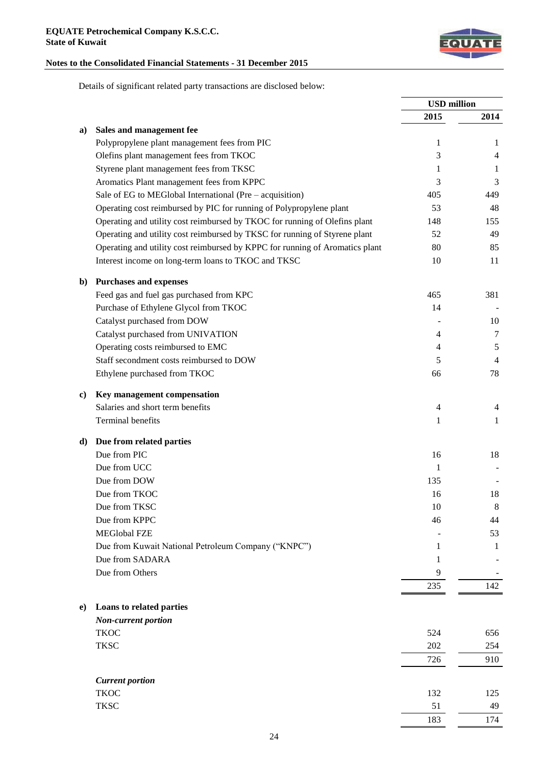Details of significant related party transactions are disclosed below:

| | | USD million | |
|---|---|---|---|
| | | 2015 | 2014 |
| **a)** | **Sales and management fee** | | |
| | Polypropylene plant management fees from PIC | 1 | 1 |
| | Olefins plant management fees from TKOC | 3 | 4 |
| | Styrene plant management fees from TKSC | 1 | 1 |
| | Aromatics Plant management fees from KPPC | 3 | 3 |
| | Sale of EG to MEGlobal International (Pre – acquisition) | 405 | 449 |
| | Operating cost reimbursed by PIC for running of Polypropylene plant | 53 | 48 |
| | Operating and utility cost reimbursed by TKOC for running of Olefins plant | 148 | 155 |
| | Operating and utility cost reimbursed by TKSC for running of Styrene plant | 52 | 49 |
| | Operating and utility cost reimbursed by KPPC for running of Aromatics plant | 80 | 85 |
| | Interest income on long-term loans to TKOC and TKSC | 10 | 11 |
| **b)** | **Purchases and expenses** | | |
| | Feed gas and fuel gas purchased from KPC | 465 | 381 |
| | Purchase of Ethylene Glycol from TKOC | 14 | - |
| | Catalyst purchased from DOW | - | 10 |
| | Catalyst purchased from UNIVATION | 4 | 7 |
| | Operating costs reimbursed to EMC | 4 | 5 |
| | Staff secondment costs reimbursed to DOW | 5 | 4 |
| | Ethylene purchased from TKOC | 66 | 78 |
| **c)** | **Key management compensation** | | |
| | Salaries and short term benefits | 4 | 4 |
| | Terminal benefits | 1 | 1 |
| **d)** | **Due from related parties** | | |
| | Due from PIC | 16 | 18 |
| | Due from UCC | 1 | - |
| | Due from DOW | 135 | - |
| | Due from TKOC | 16 | 18 |
| | Due from TKSC | 10 | 8 |
| | Due from KPPC | 46 | 44 |
| | MEGlobal FZE | - | 53 |
| | Due from Kuwait National Petroleum Company ("KNPC") | 1 | 1 |
| | Due from SADARA | 1 | - |
| | Due from Others | 9 | - |
| | | 235 | 142 |
| **e)** | **Loans to related parties** | | |
| | ***Non-current portion*** | | |
| | TKOC | 524 | 656 |
| | TKSC | 202 | 254 |
| | | 726 | 910 |
| | ***Current portion*** | | |
| | TKOC | 132 | 125 |
| | TKSC | 51 | 49 |
| | | 183 | 174 |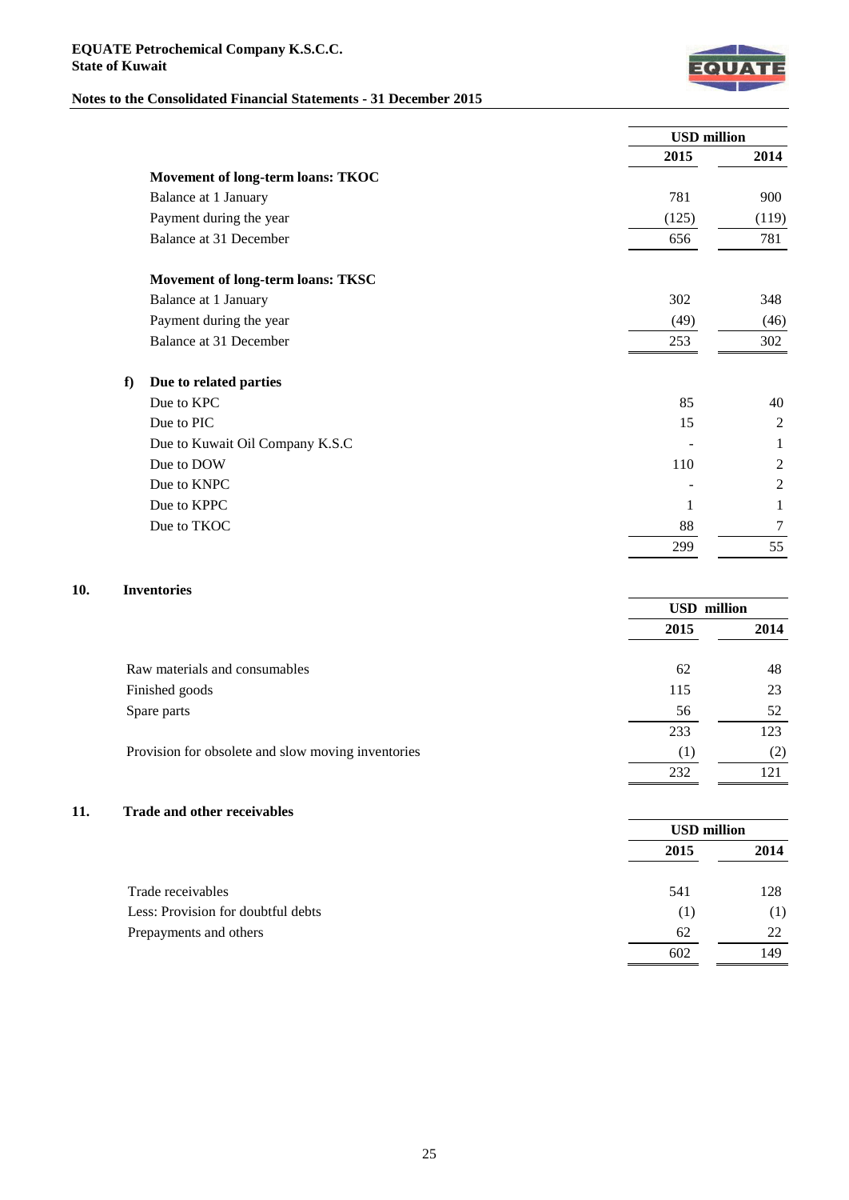| | USD million | |
|---|---|---|
| | 2015 | 2014 |
| **Movement of long-term loans: TKOC** | | |
| Balance at 1 January | 781 | 900 |
| Payment during the year | (125) | (119) |
| Balance at 31 December | 656 | 781 |
| | | |
| **Movement of long-term loans: TKSC** | | |
| Balance at 1 January | 302 | 348 |
| Payment during the year | (49) | (46) |
| Balance at 31 December | 253 | 302 |

**f) Due to related parties**

| | 2015 | 2014 |
|---|---|---|
| Due to KPC | 85 | 40 |
| Due to PIC | 15 | 2 |
| Due to Kuwait Oil Company K.S.C | - | 1 |
| Due to DOW | 110 | 2 |
| Due to KNPC | - | 2 |
| Due to KPPC | 1 | 1 |
| Due to TKOC | 88 | 7 |
| | 299 | 55 |

## 10. Inventories

| | USD million | |
|---|---|---|
| | 2015 | 2014 |
| Raw materials and consumables | 62 | 48 |
| Finished goods | 115 | 23 |
| Spare parts | 56 | 52 |
| | 233 | 123 |
| Provision for obsolete and slow moving inventories | (1) | (2) |
| | 232 | 121 |

## 11. Trade and other receivables

| | USD million | |
|---|---|---|
| | 2015 | 2014 |
| Trade receivables | 541 | 128 |
| Less: Provision for doubtful debts | (1) | (1) |
| Prepayments and others | 62 | 22 |
| | 602 | 149 |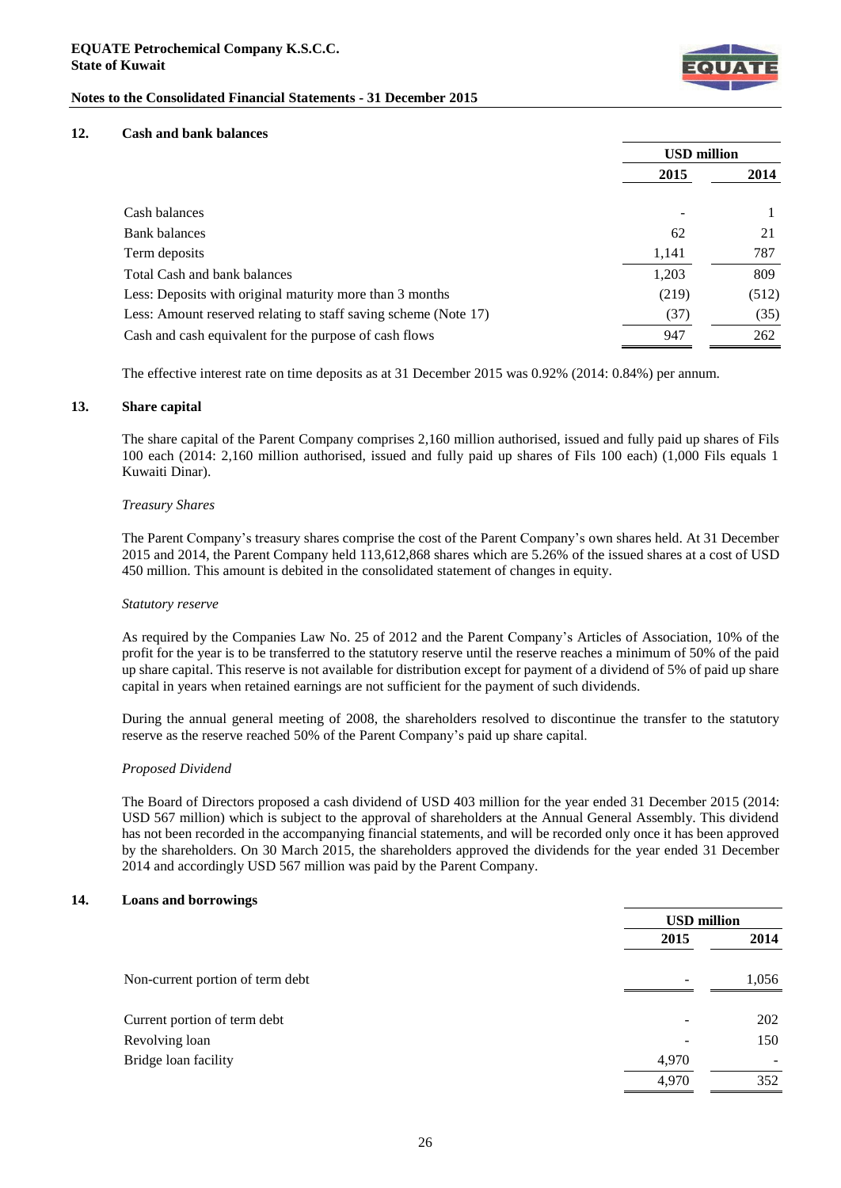## 12. Cash and bank balances

| | USD million | |
|---|---|---|
| | 2015 | 2014 |
| Cash balances | - | 1 |
| Bank balances | 62 | 21 |
| Term deposits | 1,141 | 787 |
| Total Cash and bank balances | 1,203 | 809 |
| Less: Deposits with original maturity more than 3 months | (219) | (512) |
| Less: Amount reserved relating to staff saving scheme (Note 17) | (37) | (35) |
| Cash and cash equivalent for the purpose of cash flows | 947 | 262 |

The effective interest rate on time deposits as at 31 December 2015 was 0.92% (2014: 0.84%) per annum.

## 13. Share capital

The share capital of the Parent Company comprises 2,160 million authorised, issued and fully paid up shares of Fils 100 each (2014: 2,160 million authorised, issued and fully paid up shares of Fils 100 each) (1,000 Fils equals 1 Kuwaiti Dinar).

*Treasury Shares*

The Parent Company's treasury shares comprise the cost of the Parent Company's own shares held. At 31 December 2015 and 2014, the Parent Company held 113,612,868 shares which are 5.26% of the issued shares at a cost of USD 450 million. This amount is debited in the consolidated statement of changes in equity.

*Statutory reserve*

As required by the Companies Law No. 25 of 2012 and the Parent Company's Articles of Association, 10% of the profit for the year is to be transferred to the statutory reserve until the reserve reaches a minimum of 50% of the paid up share capital. This reserve is not available for distribution except for payment of a dividend of 5% of paid up share capital in years when retained earnings are not sufficient for the payment of such dividends.

During the annual general meeting of 2008, the shareholders resolved to discontinue the transfer to the statutory reserve as the reserve reached 50% of the Parent Company's paid up share capital.

*Proposed Dividend*

The Board of Directors proposed a cash dividend of USD 403 million for the year ended 31 December 2015 (2014: USD 567 million) which is subject to the approval of shareholders at the Annual General Assembly. This dividend has not been recorded in the accompanying financial statements, and will be recorded only once it has been approved by the shareholders. On 30 March 2015, the shareholders approved the dividends for the year ended 31 December 2014 and accordingly USD 567 million was paid by the Parent Company.

## 14. Loans and borrowings

| | USD million | |
|---|---|---|
| | 2015 | 2014 |
| Non-current portion of term debt | - | 1,056 |
| Current portion of term debt | - | 202 |
| Revolving loan | - | 150 |
| Bridge loan facility | 4,970 | - |
| | 4,970 | 352 |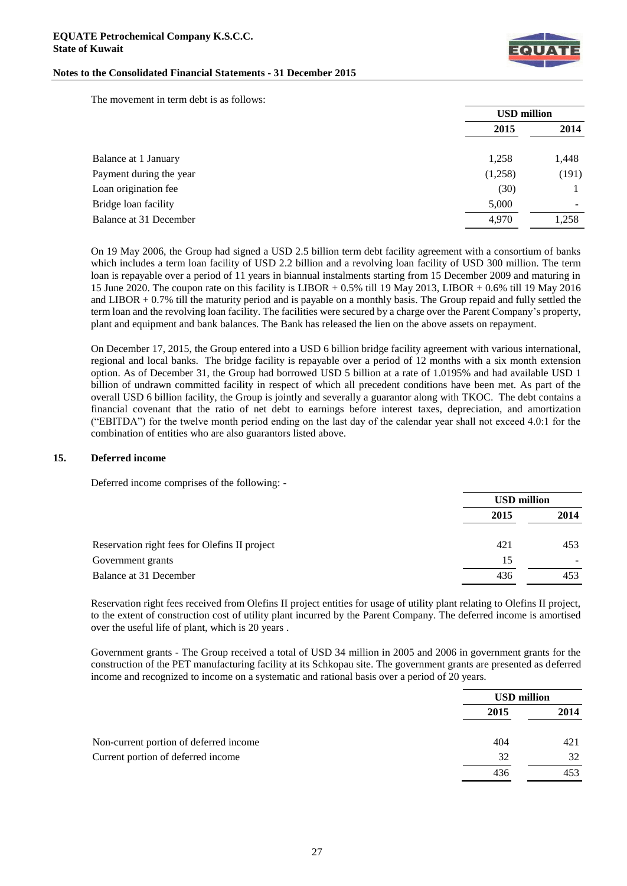The movement in term debt is as follows:

| | USD million | |
|---|---|---|
| | 2015 | 2014 |
| Balance at 1 January | 1,258 | 1,448 |
| Payment during the year | (1,258) | (191) |
| Loan origination fee | (30) | 1 |
| Bridge loan facility | 5,000 | - |
| Balance at 31 December | 4,970 | 1,258 |

On 19 May 2006, the Group had signed a USD 2.5 billion term debt facility agreement with a consortium of banks which includes a term loan facility of USD 2.2 billion and a revolving loan facility of USD 300 million. The term loan is repayable over a period of 11 years in biannual instalments starting from 15 December 2009 and maturing in 15 June 2020. The coupon rate on this facility is LIBOR + 0.5% till 19 May 2013, LIBOR + 0.6% till 19 May 2016 and LIBOR + 0.7% till the maturity period and is payable on a monthly basis. The Group repaid and fully settled the term loan and the revolving loan facility. The facilities were secured by a charge over the Parent Company's property, plant and equipment and bank balances. The Bank has released the lien on the above assets on repayment.

On December 17, 2015, the Group entered into a USD 6 billion bridge facility agreement with various international, regional and local banks. The bridge facility is repayable over a period of 12 months with a six month extension option. As of December 31, the Group had borrowed USD 5 billion at a rate of 1.0195% and had available USD 1 billion of undrawn committed facility in respect of which all precedent conditions have been met. As part of the overall USD 6 billion facility, the Group is jointly and severally a guarantor along with TKOC. The debt contains a financial covenant that the ratio of net debt to earnings before interest taxes, depreciation, and amortization ("EBITDA") for the twelve month period ending on the last day of the calendar year shall not exceed 4.0:1 for the combination of entities who are also guarantors listed above.

## 15. Deferred income

Deferred income comprises of the following: -

| | USD million | |
|---|---|---|
| | 2015 | 2014 |
| Reservation right fees for Olefins II project | 421 | 453 |
| Government grants | 15 | - |
| Balance at 31 December | 436 | 453 |

Reservation right fees received from Olefins II project entities for usage of utility plant relating to Olefins II project, to the extent of construction cost of utility plant incurred by the Parent Company. The deferred income is amortised over the useful life of plant, which is 20 years .

Government grants - The Group received a total of USD 34 million in 2005 and 2006 in government grants for the construction of the PET manufacturing facility at its Schkopau site. The government grants are presented as deferred income and recognized to income on a systematic and rational basis over a period of 20 years.

| | USD million | |
|---|---|---|
| | 2015 | 2014 |
| Non-current portion of deferred income | 404 | 421 |
| Current portion of deferred income | 32 | 32 |
| | 436 | 453 |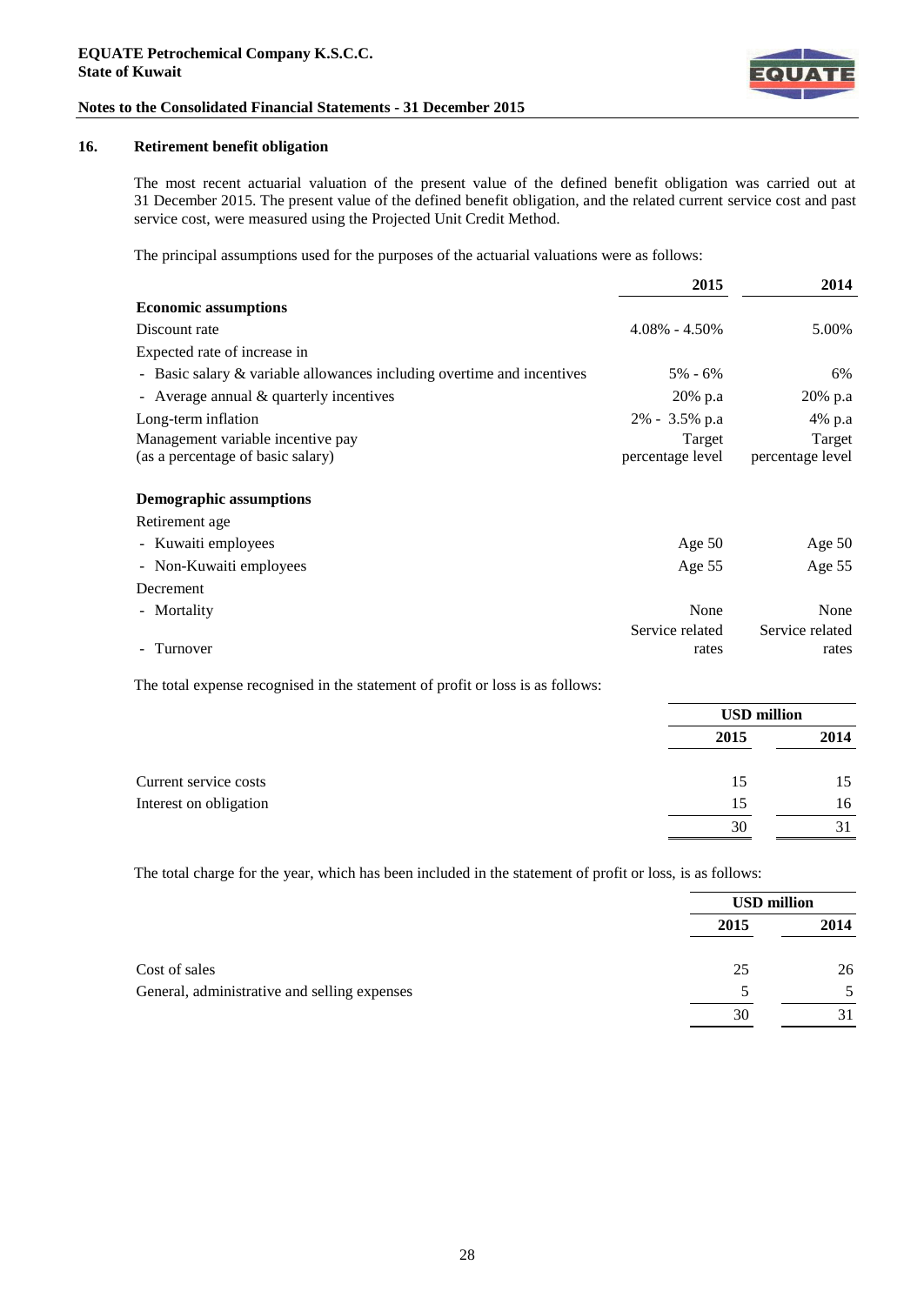## 16. Retirement benefit obligation

The most recent actuarial valuation of the present value of the defined benefit obligation was carried out at 31 December 2015. The present value of the defined benefit obligation, and the related current service cost and past service cost, were measured using the Projected Unit Credit Method.

The principal assumptions used for the purposes of the actuarial valuations were as follows:

| | 2015 | 2014 |
|---|---|---|
| **Economic assumptions** | | |
| Discount rate | 4.08% - 4.50% | 5.00% |
| Expected rate of increase in | | |
| - Basic salary & variable allowances including overtime and incentives | 5% - 6% | 6% |
| - Average annual & quarterly incentives | 20% p.a | 20% p.a |
| Long-term inflation | 2% - 3.5% p.a | 4% p.a |
| Management variable incentive pay (as a percentage of basic salary) | Target percentage level | Target percentage level |
| **Demographic assumptions** | | |
| Retirement age | | |
| - Kuwaiti employees | Age 50 | Age 50 |
| - Non-Kuwaiti employees | Age 55 | Age 55 |
| Decrement | | |
| - Mortality | None | None |
| - Turnover | Service related rates | Service related rates |

The total expense recognised in the statement of profit or loss is as follows:

| | USD million | |
|---|---|---|
| | 2015 | 2014 |
| Current service costs | 15 | 15 |
| Interest on obligation | 15 | 16 |
| | 30 | 31 |

The total charge for the year, which has been included in the statement of profit or loss, is as follows:

| | USD million | |
|---|---|---|
| | 2015 | 2014 |
| Cost of sales | 25 | 26 |
| General, administrative and selling expenses | 5 | 5 |
| | 30 | 31 |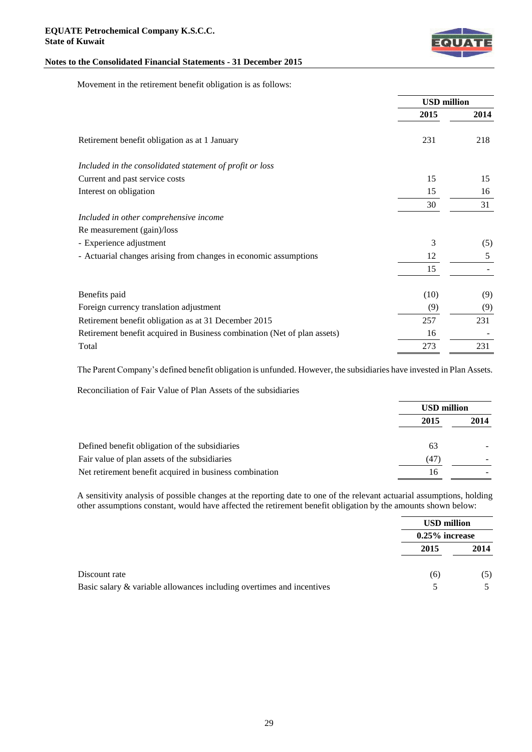Movement in the retirement benefit obligation is as follows:

| | USD million | |
|---|---|---|
| | 2015 | 2014 |
| Retirement benefit obligation as at 1 January | 231 | 218 |
| *Included in the consolidated statement of profit or loss* | | |
| Current and past service costs | 15 | 15 |
| Interest on obligation | 15 | 16 |
| | 30 | 31 |
| *Included in other comprehensive income* | | |
| Re measurement (gain)/loss | | |
| - Experience adjustment | 3 | (5) |
| - Actuarial changes arising from changes in economic assumptions | 12 | 5 |
| | 15 | - |
| Benefits paid | (10) | (9) |
| Foreign currency translation adjustment | (9) | (9) |
| Retirement benefit obligation as at 31 December 2015 | 257 | 231 |
| Retirement benefit acquired in Business combination (Net of plan assets) | 16 | - |
| Total | 273 | 231 |

The Parent Company's defined benefit obligation is unfunded. However, the subsidiaries have invested in Plan Assets.

Reconciliation of Fair Value of Plan Assets of the subsidiaries

| | USD million | |
|---|---|---|
| | 2015 | 2014 |
| Defined benefit obligation of the subsidiaries | 63 | - |
| Fair value of plan assets of the subsidiaries | (47) | - |
| Net retirement benefit acquired in business combination | 16 | - |

A sensitivity analysis of possible changes at the reporting date to one of the relevant actuarial assumptions, holding other assumptions constant, would have affected the retirement benefit obligation by the amounts shown below:

| | USD million | |
|---|---|---|
| | 0.25% increase | |
| | 2015 | 2014 |
| Discount rate | (6) | (5) |
| Basic salary & variable allowances including overtimes and incentives | 5 | 5 |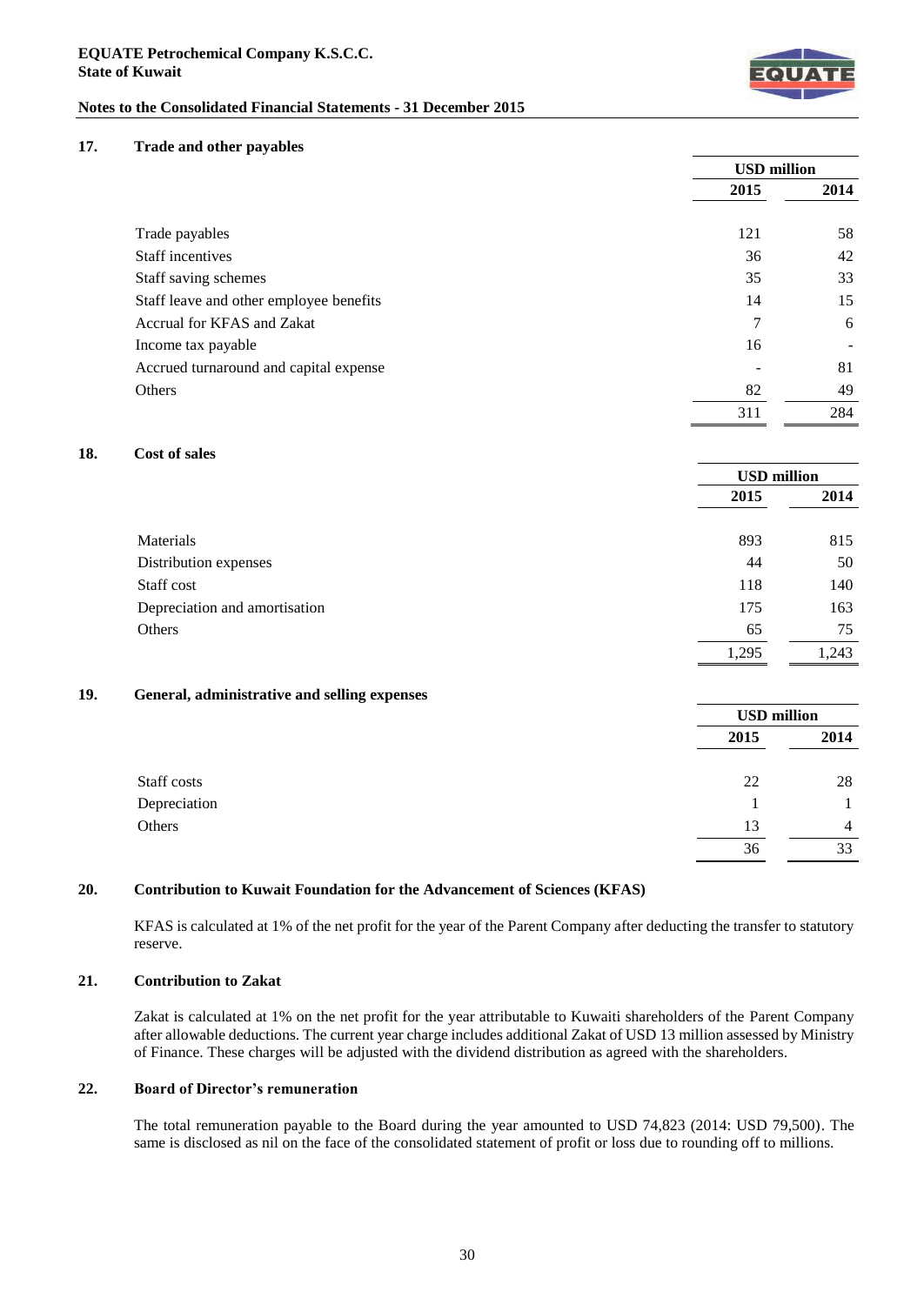## 17. Trade and other payables

| | USD million | |
|---|---|---|
| | 2015 | 2014 |
| Trade payables | 121 | 58 |
| Staff incentives | 36 | 42 |
| Staff saving schemes | 35 | 33 |
| Staff leave and other employee benefits | 14 | 15 |
| Accrual for KFAS and Zakat | 7 | 6 |
| Income tax payable | 16 | - |
| Accrued turnaround and capital expense | - | 81 |
| Others | 82 | 49 |
| | 311 | 284 |

## 18. Cost of sales

| | USD million | |
|---|---|---|
| | 2015 | 2014 |
| Materials | 893 | 815 |
| Distribution expenses | 44 | 50 |
| Staff cost | 118 | 140 |
| Depreciation and amortisation | 175 | 163 |
| Others | 65 | 75 |
| | 1,295 | 1,243 |

## 19. General, administrative and selling expenses

| | USD million | |
|---|---|---|
| | 2015 | 2014 |
| Staff costs | 22 | 28 |
| Depreciation | 1 | 1 |
| Others | 13 | 4 |
| | 36 | 33 |

## 20. Contribution to Kuwait Foundation for the Advancement of Sciences (KFAS)

KFAS is calculated at 1% of the net profit for the year of the Parent Company after deducting the transfer to statutory reserve.

## 21. Contribution to Zakat

Zakat is calculated at 1% on the net profit for the year attributable to Kuwaiti shareholders of the Parent Company after allowable deductions. The current year charge includes additional Zakat of USD 13 million assessed by Ministry of Finance. These charges will be adjusted with the dividend distribution as agreed with the shareholders.

## 22. Board of Director's remuneration

The total remuneration payable to the Board during the year amounted to USD 74,823 (2014: USD 79,500). The same is disclosed as nil on the face of the consolidated statement of profit or loss due to rounding off to millions.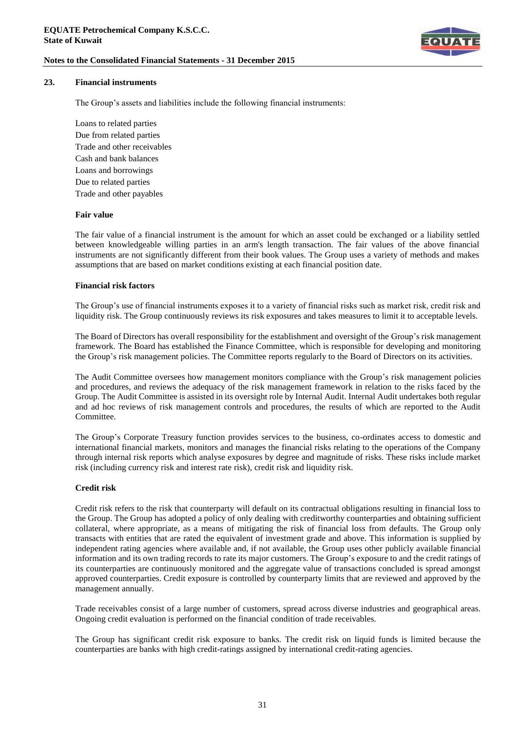## 23. Financial instruments

The Group's assets and liabilities include the following financial instruments:

Loans to related parties
Due from related parties
Trade and other receivables
Cash and bank balances
Loans and borrowings
Due to related parties
Trade and other payables

### Fair value

The fair value of a financial instrument is the amount for which an asset could be exchanged or a liability settled between knowledgeable willing parties in an arm's length transaction. The fair values of the above financial instruments are not significantly different from their book values. The Group uses a variety of methods and makes assumptions that are based on market conditions existing at each financial position date.

### Financial risk factors

The Group's use of financial instruments exposes it to a variety of financial risks such as market risk, credit risk and liquidity risk. The Group continuously reviews its risk exposures and takes measures to limit it to acceptable levels.

The Board of Directors has overall responsibility for the establishment and oversight of the Group's risk management framework. The Board has established the Finance Committee, which is responsible for developing and monitoring the Group's risk management policies. The Committee reports regularly to the Board of Directors on its activities.

The Audit Committee oversees how management monitors compliance with the Group's risk management policies and procedures, and reviews the adequacy of the risk management framework in relation to the risks faced by the Group. The Audit Committee is assisted in its oversight role by Internal Audit. Internal Audit undertakes both regular and ad hoc reviews of risk management controls and procedures, the results of which are reported to the Audit Committee.

The Group's Corporate Treasury function provides services to the business, co-ordinates access to domestic and international financial markets, monitors and manages the financial risks relating to the operations of the Company through internal risk reports which analyse exposures by degree and magnitude of risks. These risks include market risk (including currency risk and interest rate risk), credit risk and liquidity risk.

### Credit risk

Credit risk refers to the risk that counterparty will default on its contractual obligations resulting in financial loss to the Group. The Group has adopted a policy of only dealing with creditworthy counterparties and obtaining sufficient collateral, where appropriate, as a means of mitigating the risk of financial loss from defaults. The Group only transacts with entities that are rated the equivalent of investment grade and above. This information is supplied by independent rating agencies where available and, if not available, the Group uses other publicly available financial information and its own trading records to rate its major customers. The Group's exposure to and the credit ratings of its counterparties are continuously monitored and the aggregate value of transactions concluded is spread amongst approved counterparties. Credit exposure is controlled by counterparty limits that are reviewed and approved by the management annually.

Trade receivables consist of a large number of customers, spread across diverse industries and geographical areas. Ongoing credit evaluation is performed on the financial condition of trade receivables.

The Group has significant credit risk exposure to banks. The credit risk on liquid funds is limited because the counterparties are banks with high credit-ratings assigned by international credit-rating agencies.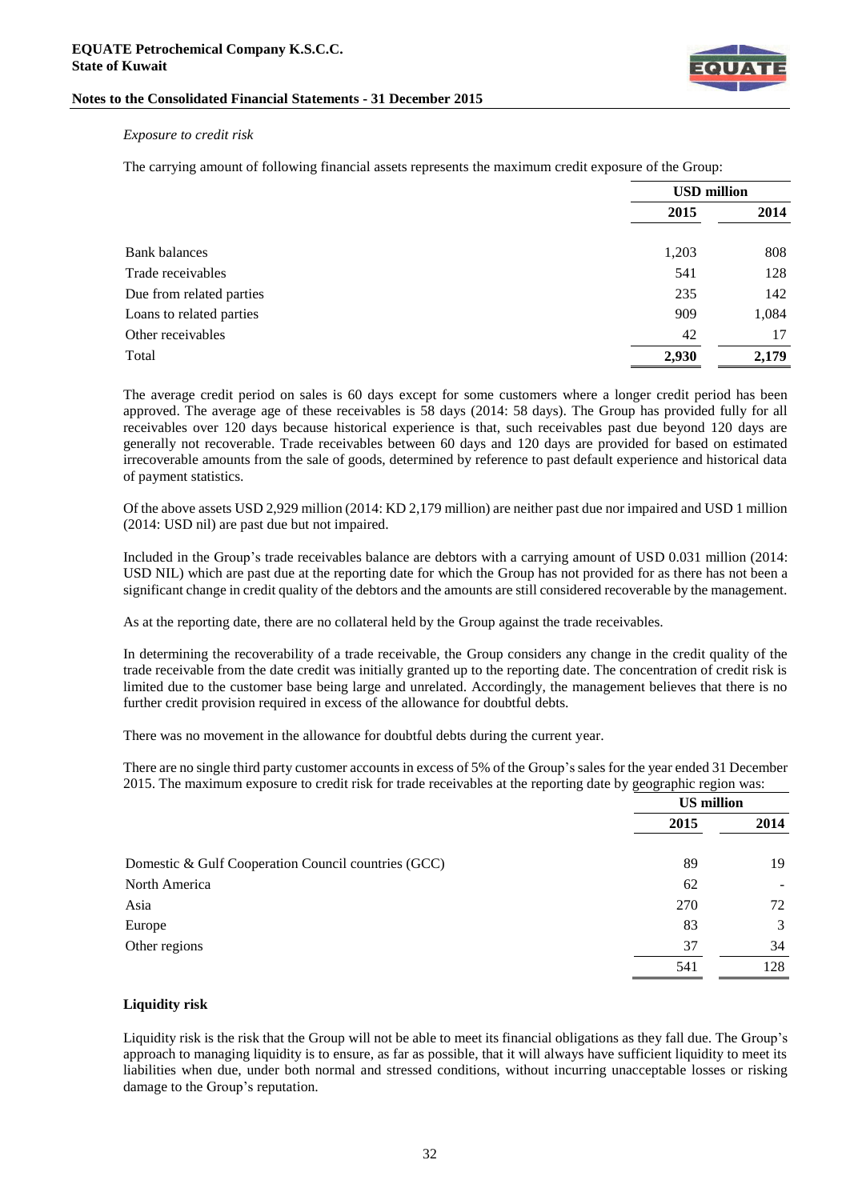*Exposure to credit risk*

The carrying amount of following financial assets represents the maximum credit exposure of the Group:

| | USD million | |
|---|---|---|
| | **2015** | **2014** |
| Bank balances | 1,203 | 808 |
| Trade receivables | 541 | 128 |
| Due from related parties | 235 | 142 |
| Loans to related parties | 909 | 1,084 |
| Other receivables | 42 | 17 |
| Total | **2,930** | **2,179** |

The average credit period on sales is 60 days except for some customers where a longer credit period has been approved. The average age of these receivables is 58 days (2014: 58 days). The Group has provided fully for all receivables over 120 days because historical experience is that, such receivables past due beyond 120 days are generally not recoverable. Trade receivables between 60 days and 120 days are provided for based on estimated irrecoverable amounts from the sale of goods, determined by reference to past default experience and historical data of payment statistics.

Of the above assets USD 2,929 million (2014: KD 2,179 million) are neither past due nor impaired and USD 1 million (2014: USD nil) are past due but not impaired.

Included in the Group's trade receivables balance are debtors with a carrying amount of USD 0.031 million (2014: USD NIL) which are past due at the reporting date for which the Group has not provided for as there has not been a significant change in credit quality of the debtors and the amounts are still considered recoverable by the management.

As at the reporting date, there are no collateral held by the Group against the trade receivables.

In determining the recoverability of a trade receivable, the Group considers any change in the credit quality of the trade receivable from the date credit was initially granted up to the reporting date. The concentration of credit risk is limited due to the customer base being large and unrelated. Accordingly, the management believes that there is no further credit provision required in excess of the allowance for doubtful debts.

There was no movement in the allowance for doubtful debts during the current year.

There are no single third party customer accounts in excess of 5% of the Group's sales for the year ended 31 December 2015. The maximum exposure to credit risk for trade receivables at the reporting date by geographic region was:

| | US million | |
|---|---|---|
| | **2015** | **2014** |
| Domestic & Gulf Cooperation Council countries (GCC) | 89 | 19 |
| North America | 62 | - |
| Asia | 270 | 72 |
| Europe | 83 | 3 |
| Other regions | 37 | 34 |
| | 541 | 128 |

**Liquidity risk**

Liquidity risk is the risk that the Group will not be able to meet its financial obligations as they fall due. The Group's approach to managing liquidity is to ensure, as far as possible, that it will always have sufficient liquidity to meet its liabilities when due, under both normal and stressed conditions, without incurring unacceptable losses or risking damage to the Group's reputation.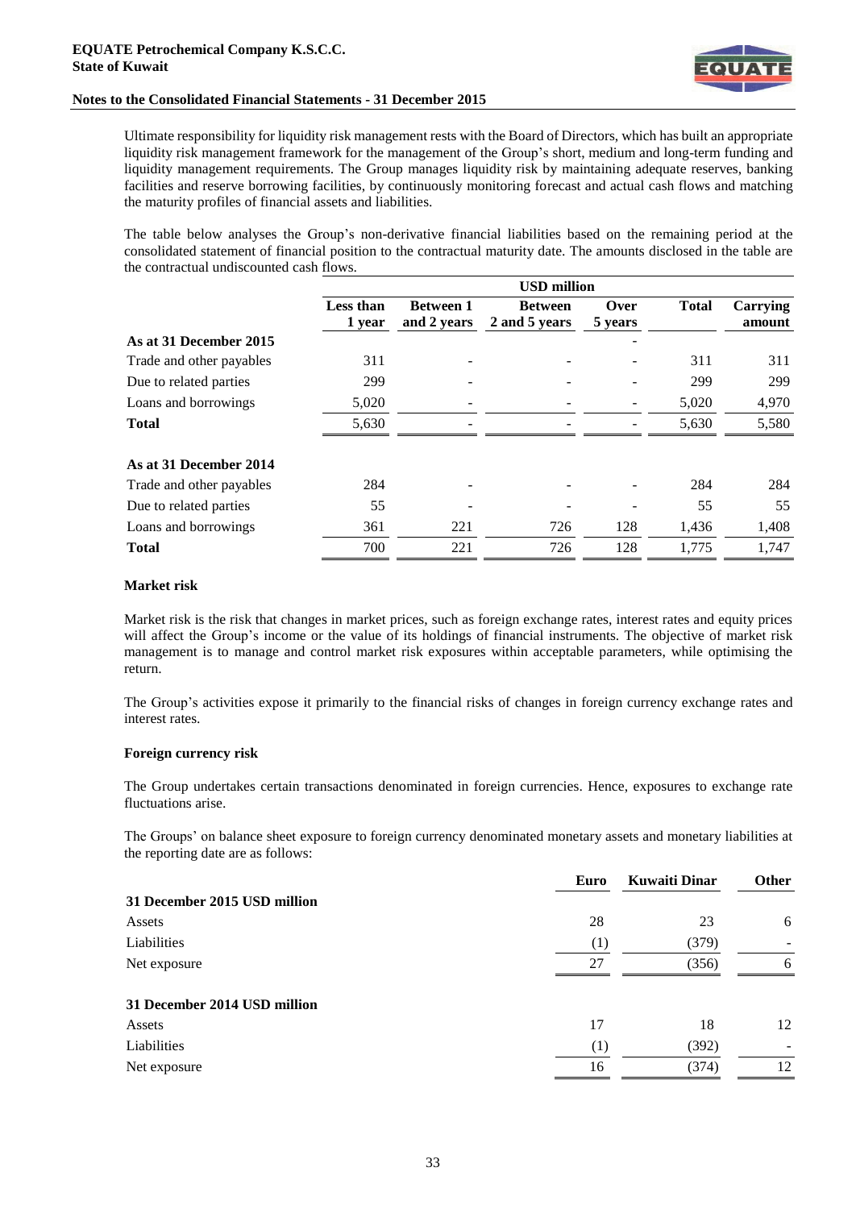Ultimate responsibility for liquidity risk management rests with the Board of Directors, which has built an appropriate liquidity risk management framework for the management of the Group's short, medium and long-term funding and liquidity management requirements. The Group manages liquidity risk by maintaining adequate reserves, banking facilities and reserve borrowing facilities, by continuously monitoring forecast and actual cash flows and matching the maturity profiles of financial assets and liabilities.

The table below analyses the Group's non-derivative financial liabilities based on the remaining period at the consolidated statement of financial position to the contractual maturity date. The amounts disclosed in the table are the contractual undiscounted cash flows.

| | USD million | | | | | |
|---|---|---|---|---|---|---|
| | Less than 1 year | Between 1 and 2 years | Between 2 and 5 years | Over 5 years | Total | Carrying amount |
| **As at 31 December 2015** | | | | - | | |
| Trade and other payables | 311 | - | - | - | 311 | 311 |
| Due to related parties | 299 | - | - | - | 299 | 299 |
| Loans and borrowings | 5,020 | - | - | - | 5,020 | 4,970 |
| **Total** | 5,630 | - | - | - | 5,630 | 5,580 |
| | | | | | | |
| **As at 31 December 2014** | | | | | | |
| Trade and other payables | 284 | - | - | - | 284 | 284 |
| Due to related parties | 55 | - | - | - | 55 | 55 |
| Loans and borrowings | 361 | 221 | 726 | 128 | 1,436 | 1,408 |
| **Total** | 700 | 221 | 726 | 128 | 1,775 | 1,747 |

**Market risk**

Market risk is the risk that changes in market prices, such as foreign exchange rates, interest rates and equity prices will affect the Group's income or the value of its holdings of financial instruments. The objective of market risk management is to manage and control market risk exposures within acceptable parameters, while optimising the return.

The Group's activities expose it primarily to the financial risks of changes in foreign currency exchange rates and interest rates.

**Foreign currency risk**

The Group undertakes certain transactions denominated in foreign currencies. Hence, exposures to exchange rate fluctuations arise.

The Groups' on balance sheet exposure to foreign currency denominated monetary assets and monetary liabilities at the reporting date are as follows:

| | Euro | Kuwaiti Dinar | Other |
|---|---|---|---|
| **31 December 2015 USD million** | | | |
| Assets | 28 | 23 | 6 |
| Liabilities | (1) | (379) | - |
| Net exposure | 27 | (356) | 6 |
| | | | |
| **31 December 2014 USD million** | | | |
| Assets | 17 | 18 | 12 |
| Liabilities | (1) | (392) | - |
| Net exposure | 16 | (374) | 12 |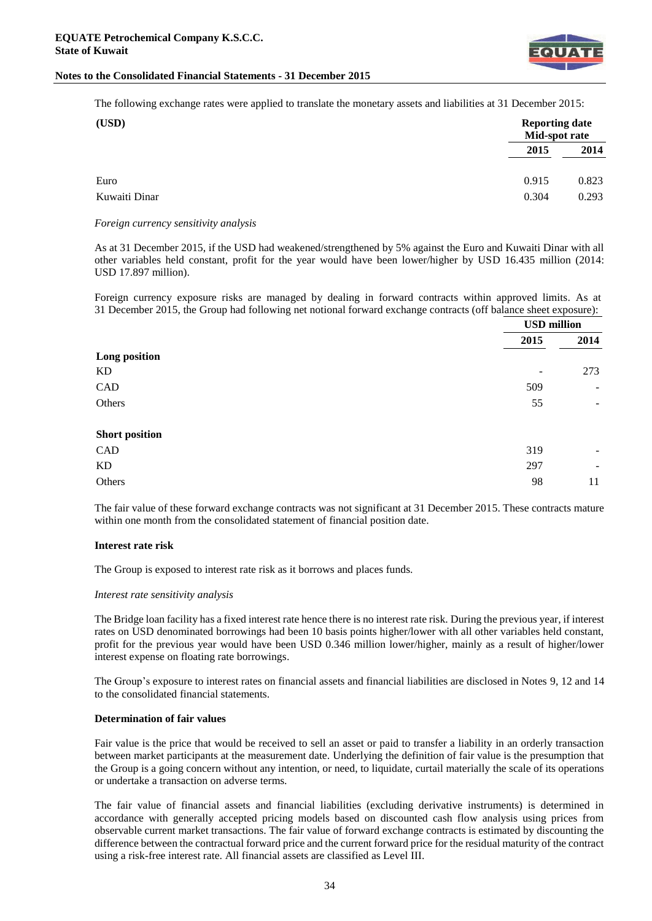The following exchange rates were applied to translate the monetary assets and liabilities at 31 December 2015:

| (USD) | Reporting date Mid-spot rate | |
|---|---|---|
| | 2015 | 2014 |
| Euro | 0.915 | 0.823 |
| Kuwaiti Dinar | 0.304 | 0.293 |

*Foreign currency sensitivity analysis*

As at 31 December 2015, if the USD had weakened/strengthened by 5% against the Euro and Kuwaiti Dinar with all other variables held constant, profit for the year would have been lower/higher by USD 16.435 million (2014: USD 17.897 million).

Foreign currency exposure risks are managed by dealing in forward contracts within approved limits. As at 31 December 2015, the Group had following net notional forward exchange contracts (off balance sheet exposure):

| | USD million | |
|---|---|---|
| | 2015 | 2014 |
| **Long position** | | |
| KD | - | 273 |
| CAD | 509 | - |
| Others | 55 | - |
| **Short position** | | |
| CAD | 319 | - |
| KD | 297 | - |
| Others | 98 | 11 |

The fair value of these forward exchange contracts was not significant at 31 December 2015. These contracts mature within one month from the consolidated statement of financial position date.

**Interest rate risk**

The Group is exposed to interest rate risk as it borrows and places funds.

*Interest rate sensitivity analysis*

The Bridge loan facility has a fixed interest rate hence there is no interest rate risk. During the previous year, if interest rates on USD denominated borrowings had been 10 basis points higher/lower with all other variables held constant, profit for the previous year would have been USD 0.346 million lower/higher, mainly as a result of higher/lower interest expense on floating rate borrowings.

The Group's exposure to interest rates on financial assets and financial liabilities are disclosed in Notes 9, 12 and 14 to the consolidated financial statements.

**Determination of fair values**

Fair value is the price that would be received to sell an asset or paid to transfer a liability in an orderly transaction between market participants at the measurement date. Underlying the definition of fair value is the presumption that the Group is a going concern without any intention, or need, to liquidate, curtail materially the scale of its operations or undertake a transaction on adverse terms.

The fair value of financial assets and financial liabilities (excluding derivative instruments) is determined in accordance with generally accepted pricing models based on discounted cash flow analysis using prices from observable current market transactions. The fair value of forward exchange contracts is estimated by discounting the difference between the contractual forward price and the current forward price for the residual maturity of the contract using a risk-free interest rate. All financial assets are classified as Level III.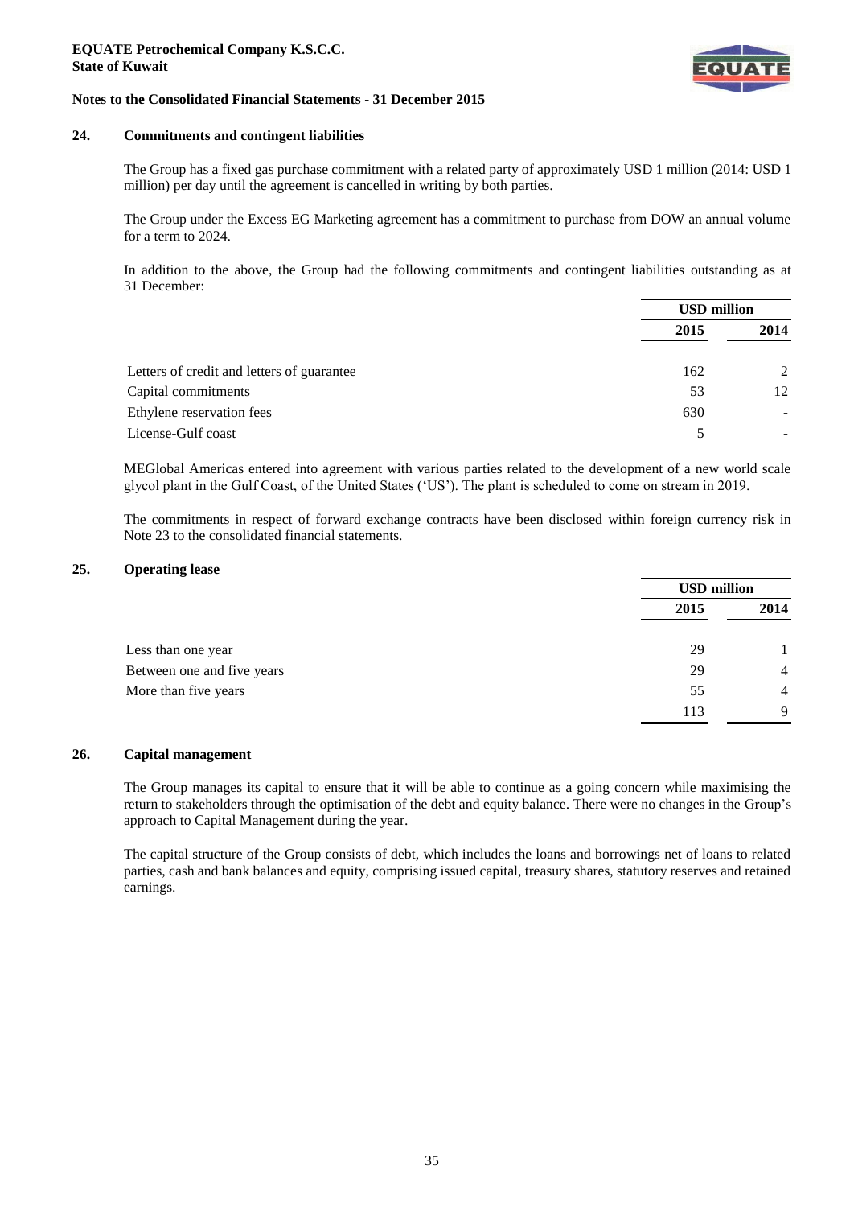## 24. Commitments and contingent liabilities

The Group has a fixed gas purchase commitment with a related party of approximately USD 1 million (2014: USD 1 million) per day until the agreement is cancelled in writing by both parties.

The Group under the Excess EG Marketing agreement has a commitment to purchase from DOW an annual volume for a term to 2024.

In addition to the above, the Group had the following commitments and contingent liabilities outstanding as at 31 December:

| | USD million | |
|---|---|---|
| | **2015** | **2014** |
| Letters of credit and letters of guarantee | 162 | 2 |
| Capital commitments | 53 | 12 |
| Ethylene reservation fees | 630 | - |
| License-Gulf coast | 5 | - |

MEGlobal Americas entered into agreement with various parties related to the development of a new world scale glycol plant in the Gulf Coast, of the United States ('US'). The plant is scheduled to come on stream in 2019.

The commitments in respect of forward exchange contracts have been disclosed within foreign currency risk in Note 23 to the consolidated financial statements.

## 25. Operating lease

| | USD million | |
|---|---|---|
| | **2015** | **2014** |
| Less than one year | 29 | 1 |
| Between one and five years | 29 | 4 |
| More than five years | 55 | 4 |
| | 113 | 9 |

## 26. Capital management

The Group manages its capital to ensure that it will be able to continue as a going concern while maximising the return to stakeholders through the optimisation of the debt and equity balance. There were no changes in the Group's approach to Capital Management during the year.

The capital structure of the Group consists of debt, which includes the loans and borrowings net of loans to related parties, cash and bank balances and equity, comprising issued capital, treasury shares, statutory reserves and retained earnings.